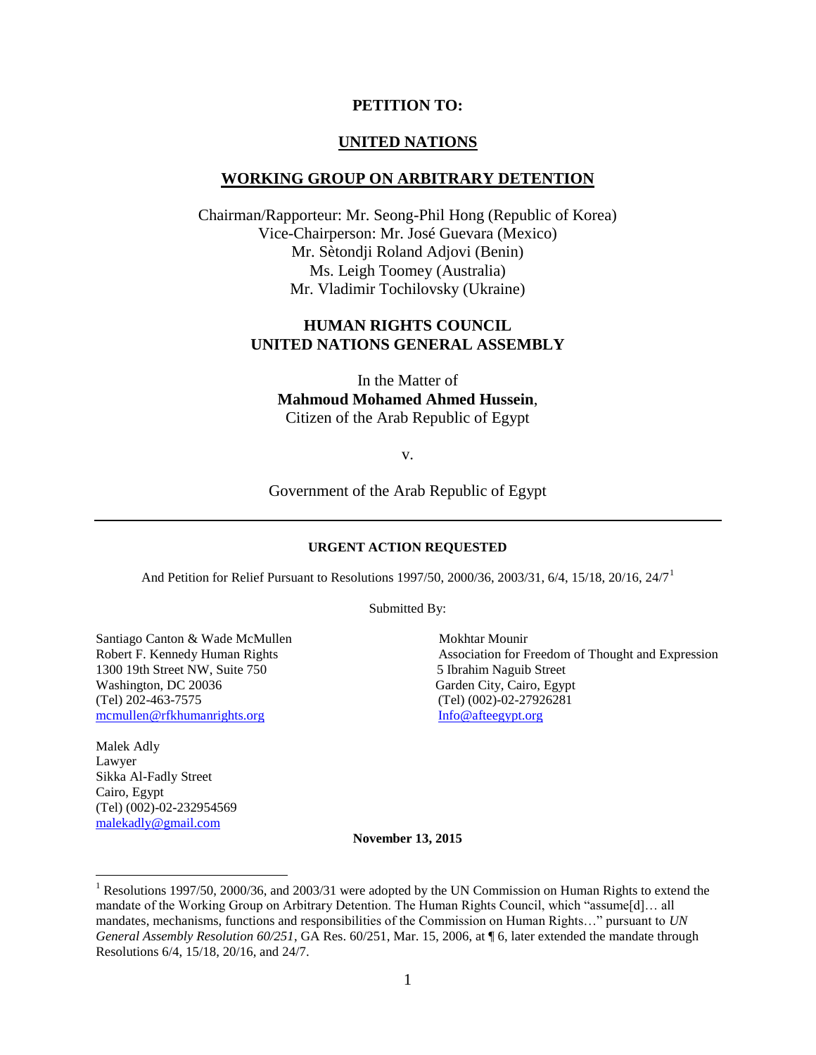**PETITION TO:**

**UNITED NATIONS**

**WORKING GROUP ON ARBITRARY DETENTION**

Chairman/Rapporteur: Mr. Seong-Phil Hong (Republic of Korea)
Vice-Chairperson: Mr. José Guevara (Mexico)
Mr. Sètondji Roland Adjovi (Benin)
Ms. Leigh Toomey (Australia)
Mr. Vladimir Tochilovsky (Ukraine)

**HUMAN RIGHTS COUNCIL**
**UNITED NATIONS GENERAL ASSEMBLY**

In the Matter of
**Mahmoud Mohamed Ahmed Hussein**,
Citizen of the Arab Republic of Egypt

v.

Government of the Arab Republic of Egypt

---

**URGENT ACTION REQUESTED**

And Petition for Relief Pursuant to Resolutions 1997/50, 2000/36, 2003/31, 6/4, 15/18, 20/16, 24/7[1]

Submitted By:

Santiago Canton & Wade McMullen
Robert F. Kennedy Human Rights
1300 19th Street NW, Suite 750
Washington, DC 20036
(Tel) 202-463-7575
mcmullen@rfkhumanrights.org

Mokhtar Mounir
Association for Freedom of Thought and Expression
5 Ibrahim Naguib Street
Garden City, Cairo, Egypt
(Tel) (002)-02-27926281
Info@afteegypt.org

Malek Adly
Lawyer
Sikka Al-Fadly Street
Cairo, Egypt
(Tel) (002)-02-232954569
malekadly@gmail.com

**November 13, 2015**

---

[1] Resolutions 1997/50, 2000/36, and 2003/31 were adopted by the UN Commission on Human Rights to extend the mandate of the Working Group on Arbitrary Detention. The Human Rights Council, which "assume[d]… all mandates, mechanisms, functions and responsibilities of the Commission on Human Rights…" pursuant to *UN General Assembly Resolution 60/251*, GA Res. 60/251, Mar. 15, 2006, at ¶ 6, later extended the mandate through Resolutions 6/4, 15/18, 20/16, and 24/7.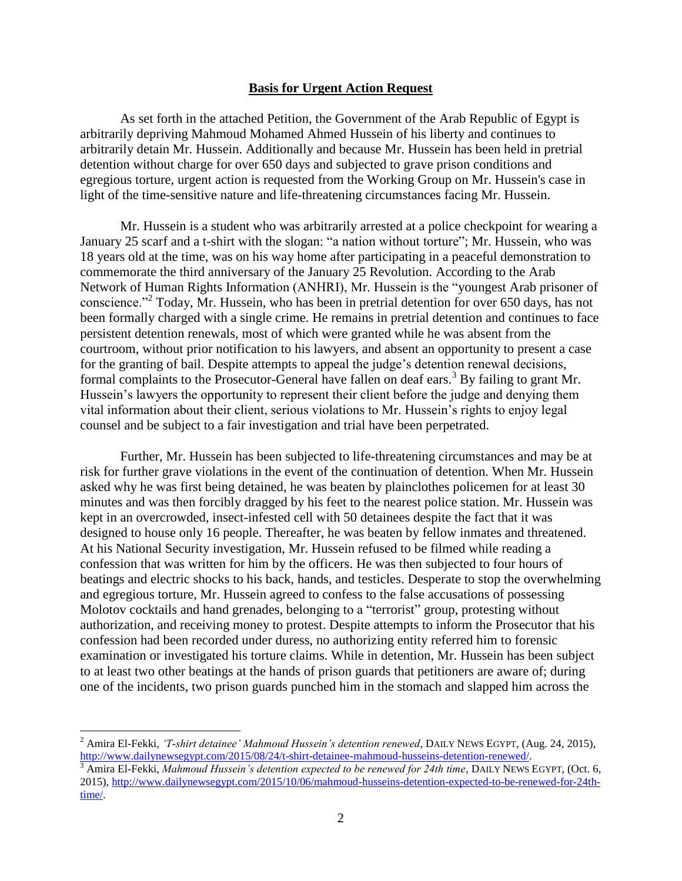## **Basis for Urgent Action Request**

As set forth in the attached Petition, the Government of the Arab Republic of Egypt is arbitrarily depriving Mahmoud Mohamed Ahmed Hussein of his liberty and continues to arbitrarily detain Mr. Hussein. Additionally and because Mr. Hussein has been held in pretrial detention without charge for over 650 days and subjected to grave prison conditions and egregious torture, urgent action is requested from the Working Group on Mr. Hussein's case in light of the time-sensitive nature and life-threatening circumstances facing Mr. Hussein.

Mr. Hussein is a student who was arbitrarily arrested at a police checkpoint for wearing a January 25 scarf and a t-shirt with the slogan: "a nation without torture"; Mr. Hussein, who was 18 years old at the time, was on his way home after participating in a peaceful demonstration to commemorate the third anniversary of the January 25 Revolution. According to the Arab Network of Human Rights Information (ANHRI), Mr. Hussein is the "youngest Arab prisoner of conscience."[2] Today, Mr. Hussein, who has been in pretrial detention for over 650 days, has not been formally charged with a single crime. He remains in pretrial detention and continues to face persistent detention renewals, most of which were granted while he was absent from the courtroom, without prior notification to his lawyers, and absent an opportunity to present a case for the granting of bail. Despite attempts to appeal the judge's detention renewal decisions, formal complaints to the Prosecutor-General have fallen on deaf ears.[3] By failing to grant Mr. Hussein's lawyers the opportunity to represent their client before the judge and denying them vital information about their client, serious violations to Mr. Hussein's rights to enjoy legal counsel and be subject to a fair investigation and trial have been perpetrated.

Further, Mr. Hussein has been subjected to life-threatening circumstances and may be at risk for further grave violations in the event of the continuation of detention. When Mr. Hussein asked why he was first being detained, he was beaten by plainclothes policemen for at least 30 minutes and was then forcibly dragged by his feet to the nearest police station. Mr. Hussein was kept in an overcrowded, insect-infested cell with 50 detainees despite the fact that it was designed to house only 16 people. Thereafter, he was beaten by fellow inmates and threatened. At his National Security investigation, Mr. Hussein refused to be filmed while reading a confession that was written for him by the officers. He was then subjected to four hours of beatings and electric shocks to his back, hands, and testicles. Desperate to stop the overwhelming and egregious torture, Mr. Hussein agreed to confess to the false accusations of possessing Molotov cocktails and hand grenades, belonging to a "terrorist" group, protesting without authorization, and receiving money to protest. Despite attempts to inform the Prosecutor that his confession had been recorded under duress, no authorizing entity referred him to forensic examination or investigated his torture claims. While in detention, Mr. Hussein has been subject to at least two other beatings at the hands of prison guards that petitioners are aware of; during one of the incidents, two prison guards punched him in the stomach and slapped him across the

---

[2] Amira El-Fekki, *'T-shirt detainee' Mahmoud Hussein's detention renewed*, DAILY NEWS EGYPT, (Aug. 24, 2015), http://www.dailynewsegypt.com/2015/08/24/t-shirt-detainee-mahmoud-husseins-detention-renewed/.

[3] Amira El-Fekki, *Mahmoud Hussein's detention expected to be renewed for 24th time*, DAILY NEWS EGYPT, (Oct. 6, 2015), http://www.dailynewsegypt.com/2015/10/06/mahmoud-husseins-detention-expected-to-be-renewed-for-24th-time/.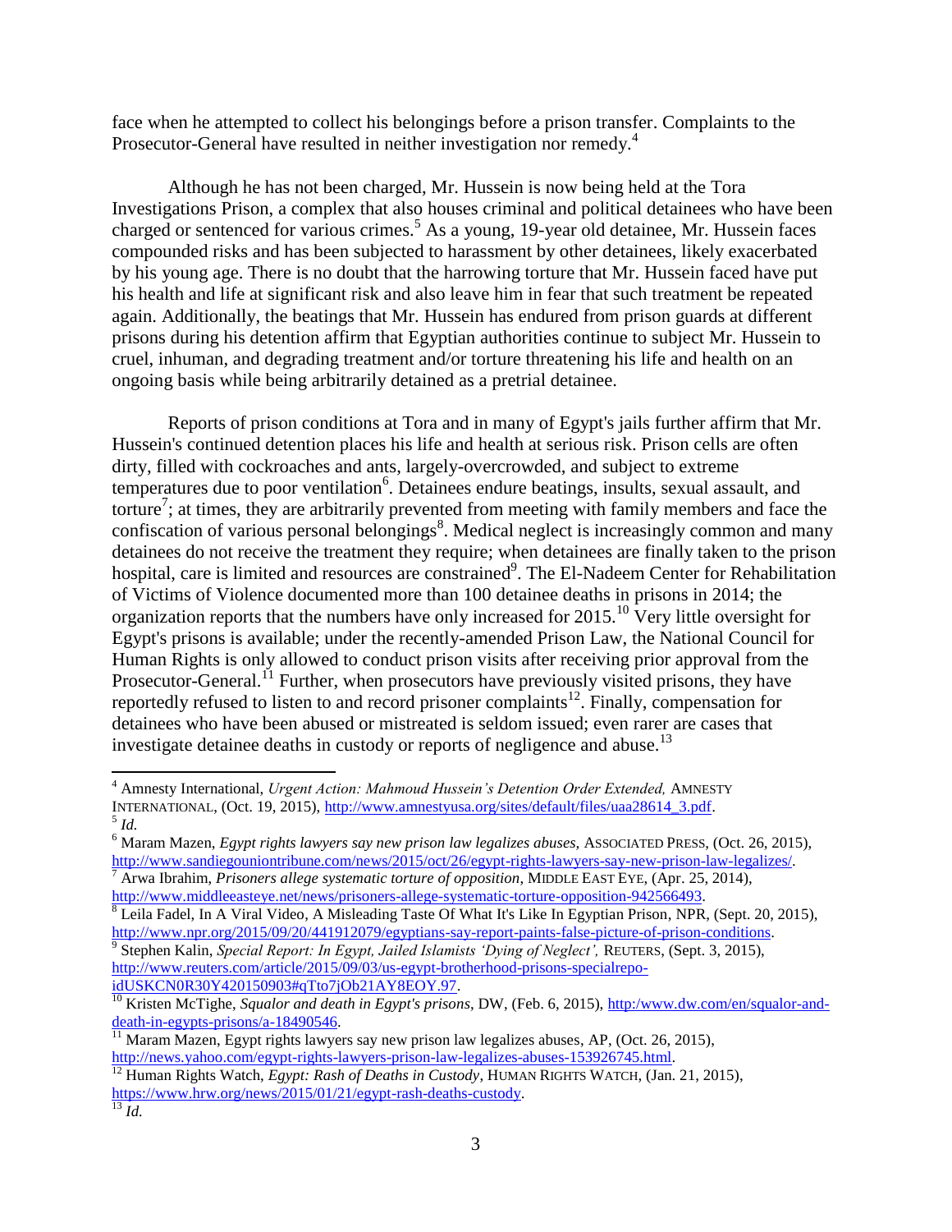face when he attempted to collect his belongings before a prison transfer. Complaints to the Prosecutor-General have resulted in neither investigation nor remedy.[4]

Although he has not been charged, Mr. Hussein is now being held at the Tora Investigations Prison, a complex that also houses criminal and political detainees who have been charged or sentenced for various crimes.[5] As a young, 19-year old detainee, Mr. Hussein faces compounded risks and has been subjected to harassment by other detainees, likely exacerbated by his young age. There is no doubt that the harrowing torture that Mr. Hussein faced have put his health and life at significant risk and also leave him in fear that such treatment be repeated again. Additionally, the beatings that Mr. Hussein has endured from prison guards at different prisons during his detention affirm that Egyptian authorities continue to subject Mr. Hussein to cruel, inhuman, and degrading treatment and/or torture threatening his life and health on an ongoing basis while being arbitrarily detained as a pretrial detainee.

Reports of prison conditions at Tora and in many of Egypt's jails further affirm that Mr. Hussein's continued detention places his life and health at serious risk. Prison cells are often dirty, filled with cockroaches and ants, largely-overcrowded, and subject to extreme temperatures due to poor ventilation[6]. Detainees endure beatings, insults, sexual assault, and torture[7]; at times, they are arbitrarily prevented from meeting with family members and face the confiscation of various personal belongings[8]. Medical neglect is increasingly common and many detainees do not receive the treatment they require; when detainees are finally taken to the prison hospital, care is limited and resources are constrained[9]. The El-Nadeem Center for Rehabilitation of Victims of Violence documented more than 100 detainee deaths in prisons in 2014; the organization reports that the numbers have only increased for 2015.[10] Very little oversight for Egypt's prisons is available; under the recently-amended Prison Law, the National Council for Human Rights is only allowed to conduct prison visits after receiving prior approval from the Prosecutor-General.[11] Further, when prosecutors have previously visited prisons, they have reportedly refused to listen to and record prisoner complaints[12]. Finally, compensation for detainees who have been abused or mistreated is seldom issued; even rarer are cases that investigate detainee deaths in custody or reports of negligence and abuse.[13]

---

[4] Amnesty International, *Urgent Action: Mahmoud Hussein's Detention Order Extended,* AMNESTY INTERNATIONAL, (Oct. 19, 2015), http://www.amnestyusa.org/sites/default/files/uaa28614_3.pdf.

[5] *Id.*

[6] Maram Mazen, *Egypt rights lawyers say new prison law legalizes abuses,* ASSOCIATED PRESS, (Oct. 26, 2015), http://www.sandiegouniontribune.com/news/2015/oct/26/egypt-rights-lawyers-say-new-prison-law-legalizes/.

[7] Arwa Ibrahim, *Prisoners allege systematic torture of opposition*, MIDDLE EAST EYE, (Apr. 25, 2014), http://www.middleeasteye.net/news/prisoners-allege-systematic-torture-opposition-942566493.

[8] Leila Fadel, In A Viral Video, A Misleading Taste Of What It's Like In Egyptian Prison, NPR, (Sept. 20, 2015), http://www.npr.org/2015/09/20/441912079/egyptians-say-report-paints-false-picture-of-prison-conditions.

[9] Stephen Kalin, *Special Report: In Egypt, Jailed Islamists 'Dying of Neglect',* REUTERS, (Sept. 3, 2015), http://www.reuters.com/article/2015/09/03/us-egypt-brotherhood-prisons-specialrepo-idUSKCN0R30Y420150903#qTto7jOb21AY8EOY.97.

[10] Kristen McTighe, *Squalor and death in Egypt's prisons*, DW, (Feb. 6, 2015), http:/www.dw.com/en/squalor-and-death-in-egypts-prisons/a-18490546.

[11] Maram Mazen, Egypt rights lawyers say new prison law legalizes abuses, AP, (Oct. 26, 2015), http://news.yahoo.com/egypt-rights-lawyers-prison-law-legalizes-abuses-153926745.html.

[12] Human Rights Watch, *Egypt: Rash of Deaths in Custody*, HUMAN RIGHTS WATCH, (Jan. 21, 2015), https://www.hrw.org/news/2015/01/21/egypt-rash-deaths-custody.

[13] *Id.*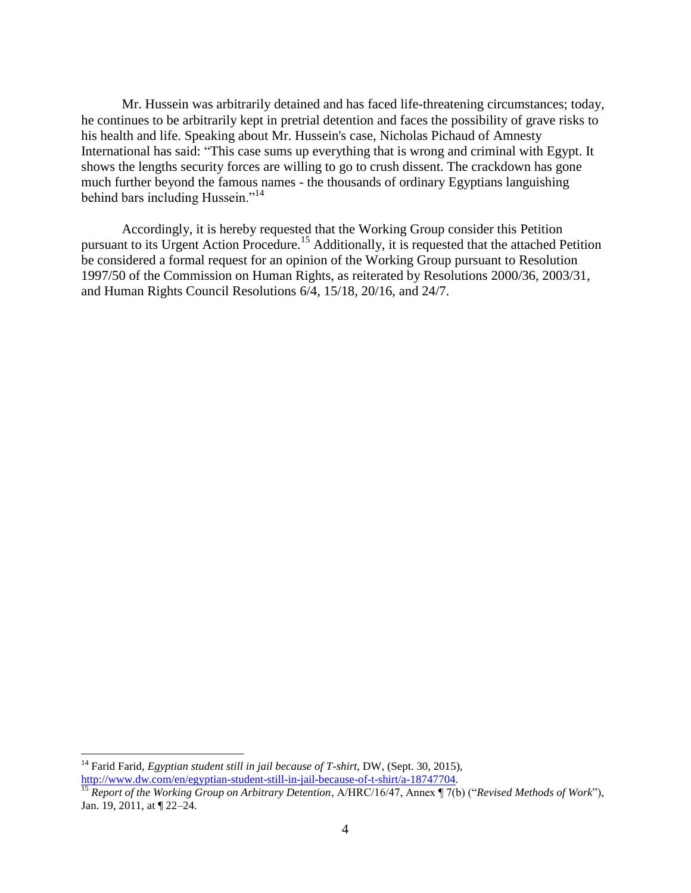Mr. Hussein was arbitrarily detained and has faced life-threatening circumstances; today, he continues to be arbitrarily kept in pretrial detention and faces the possibility of grave risks to his health and life. Speaking about Mr. Hussein's case, Nicholas Pichaud of Amnesty International has said: "This case sums up everything that is wrong and criminal with Egypt. It shows the lengths security forces are willing to go to crush dissent. The crackdown has gone much further beyond the famous names - the thousands of ordinary Egyptians languishing behind bars including Hussein."[14]

Accordingly, it is hereby requested that the Working Group consider this Petition pursuant to its Urgent Action Procedure.[15] Additionally, it is requested that the attached Petition be considered a formal request for an opinion of the Working Group pursuant to Resolution 1997/50 of the Commission on Human Rights, as reiterated by Resolutions 2000/36, 2003/31, and Human Rights Council Resolutions 6/4, 15/18, 20/16, and 24/7.

---

[14] Farid Farid, *Egyptian student still in jail because of T-shirt*, DW, (Sept. 30, 2015), http://www.dw.com/en/egyptian-student-still-in-jail-because-of-t-shirt/a-18747704.

[15] *Report of the Working Group on Arbitrary Detention*, A/HRC/16/47, Annex ¶ 7(b) ("*Revised Methods of Work*"), Jan. 19, 2011, at ¶ 22–24.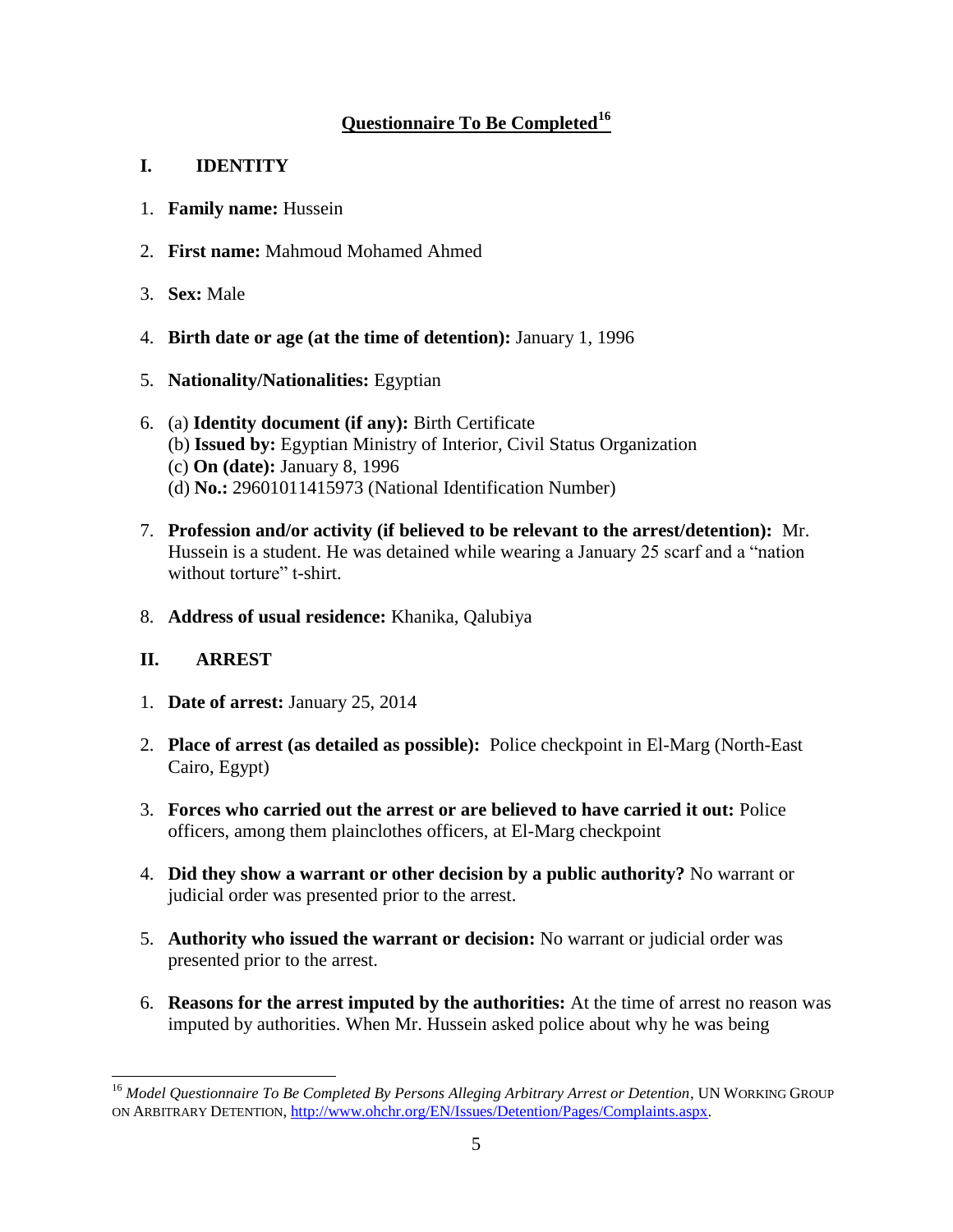## Questionnaire To Be Completed[16]

### I. IDENTITY

1. **Family name:** Hussein

2. **First name:** Mahmoud Mohamed Ahmed

3. **Sex:** Male

4. **Birth date or age (at the time of detention):** January 1, 1996

5. **Nationality/Nationalities:** Egyptian

6. (a) **Identity document (if any):** Birth Certificate
   (b) **Issued by:** Egyptian Ministry of Interior, Civil Status Organization
   (c) **On (date):** January 8, 1996
   (d) **No.:** 29601011415973 (National Identification Number)

7. **Profession and/or activity (if believed to be relevant to the arrest/detention):** Mr. Hussein is a student. He was detained while wearing a January 25 scarf and a "nation without torture" t-shirt.

8. **Address of usual residence:** Khanika, Qalubiya

### II. ARREST

1. **Date of arrest:** January 25, 2014

2. **Place of arrest (as detailed as possible):** Police checkpoint in El-Marg (North-East Cairo, Egypt)

3. **Forces who carried out the arrest or are believed to have carried it out:** Police officers, among them plainclothes officers, at El-Marg checkpoint

4. **Did they show a warrant or other decision by a public authority?** No warrant or judicial order was presented prior to the arrest.

5. **Authority who issued the warrant or decision:** No warrant or judicial order was presented prior to the arrest.

6. **Reasons for the arrest imputed by the authorities:** At the time of arrest no reason was imputed by authorities. When Mr. Hussein asked police about why he was being

[16] *Model Questionnaire To Be Completed By Persons Alleging Arbitrary Arrest or Detention*, UN WORKING GROUP ON ARBITRARY DETENTION, http://www.ohchr.org/EN/Issues/Detention/Pages/Complaints.aspx.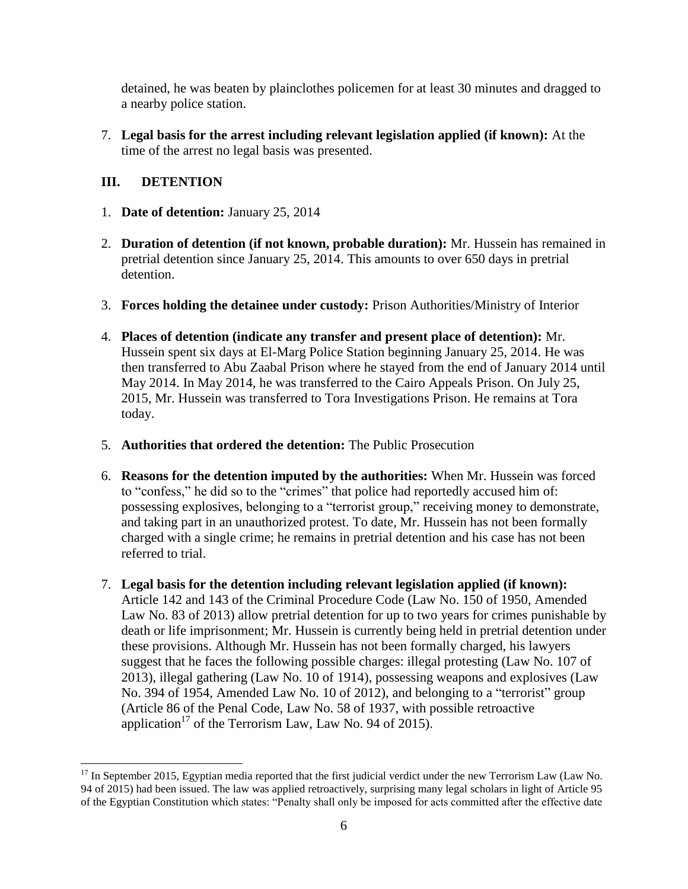detained, he was beaten by plainclothes policemen for at least 30 minutes and dragged to a nearby police station.

7. **Legal basis for the arrest including relevant legislation applied (if known):** At the time of the arrest no legal basis was presented.

## III. DETENTION

1. **Date of detention:** January 25, 2014

2. **Duration of detention (if not known, probable duration):** Mr. Hussein has remained in pretrial detention since January 25, 2014. This amounts to over 650 days in pretrial detention.

3. **Forces holding the detainee under custody:** Prison Authorities/Ministry of Interior

4. **Places of detention (indicate any transfer and present place of detention):** Mr. Hussein spent six days at El-Marg Police Station beginning January 25, 2014. He was then transferred to Abu Zaabal Prison where he stayed from the end of January 2014 until May 2014. In May 2014, he was transferred to the Cairo Appeals Prison. On July 25, 2015, Mr. Hussein was transferred to Tora Investigations Prison. He remains at Tora today.

5. **Authorities that ordered the detention:** The Public Prosecution

6. **Reasons for the detention imputed by the authorities:** When Mr. Hussein was forced to "confess," he did so to the "crimes" that police had reportedly accused him of: possessing explosives, belonging to a "terrorist group," receiving money to demonstrate, and taking part in an unauthorized protest. To date, Mr. Hussein has not been formally charged with a single crime; he remains in pretrial detention and his case has not been referred to trial.

7. **Legal basis for the detention including relevant legislation applied (if known):** Article 142 and 143 of the Criminal Procedure Code (Law No. 150 of 1950, Amended Law No. 83 of 2013) allow pretrial detention for up to two years for crimes punishable by death or life imprisonment; Mr. Hussein is currently being held in pretrial detention under these provisions. Although Mr. Hussein has not been formally charged, his lawyers suggest that he faces the following possible charges: illegal protesting (Law No. 107 of 2013), illegal gathering (Law No. 10 of 1914), possessing weapons and explosives (Law No. 394 of 1954, Amended Law No. 10 of 2012), and belonging to a "terrorist" group (Article 86 of the Penal Code, Law No. 58 of 1937, with possible retroactive application[17] of the Terrorism Law, Law No. 94 of 2015).

---

[17] In September 2015, Egyptian media reported that the first judicial verdict under the new Terrorism Law (Law No. 94 of 2015) had been issued. The law was applied retroactively, surprising many legal scholars in light of Article 95 of the Egyptian Constitution which states: "Penalty shall only be imposed for acts committed after the effective date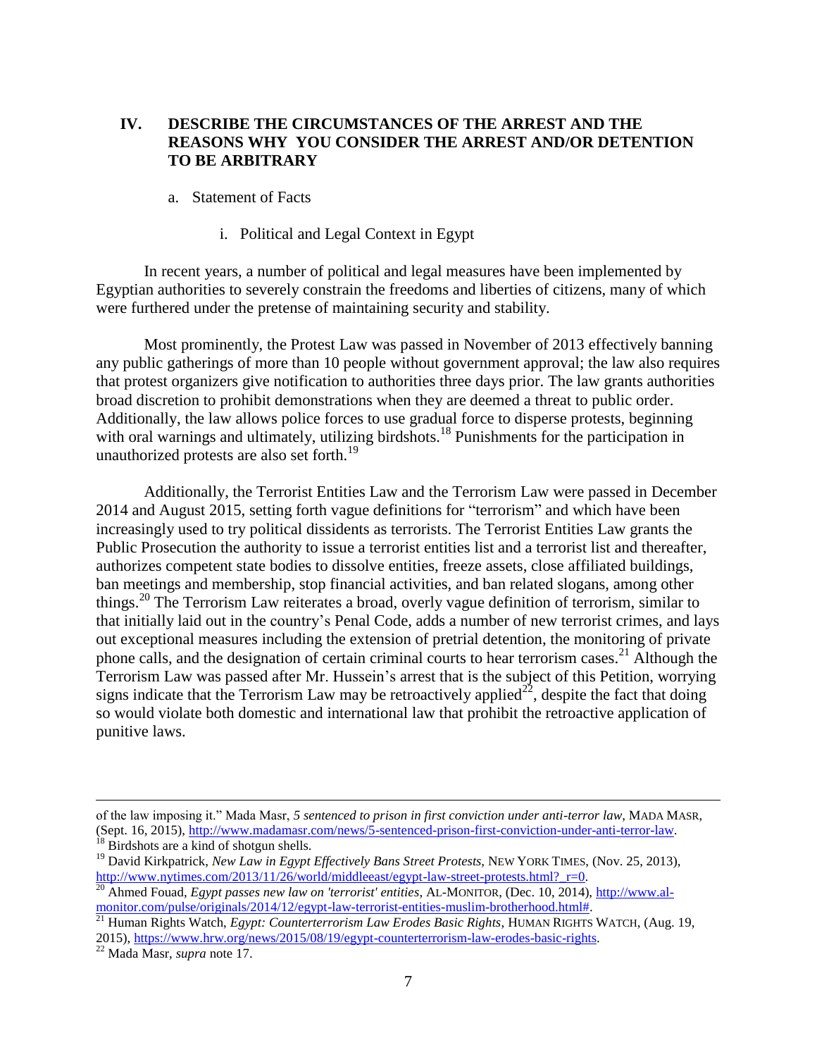## IV. DESCRIBE THE CIRCUMSTANCES OF THE ARREST AND THE REASONS WHY YOU CONSIDER THE ARREST AND/OR DETENTION TO BE ARBITRARY

### a. Statement of Facts

#### i. Political and Legal Context in Egypt

In recent years, a number of political and legal measures have been implemented by Egyptian authorities to severely constrain the freedoms and liberties of citizens, many of which were furthered under the pretense of maintaining security and stability.

Most prominently, the Protest Law was passed in November of 2013 effectively banning any public gatherings of more than 10 people without government approval; the law also requires that protest organizers give notification to authorities three days prior. The law grants authorities broad discretion to prohibit demonstrations when they are deemed a threat to public order. Additionally, the law allows police forces to use gradual force to disperse protests, beginning with oral warnings and ultimately, utilizing birdshots.[18] Punishments for the participation in unauthorized protests are also set forth.[19]

Additionally, the Terrorist Entities Law and the Terrorism Law were passed in December 2014 and August 2015, setting forth vague definitions for "terrorism" and which have been increasingly used to try political dissidents as terrorists. The Terrorist Entities Law grants the Public Prosecution the authority to issue a terrorist entities list and a terrorist list and thereafter, authorizes competent state bodies to dissolve entities, freeze assets, close affiliated buildings, ban meetings and membership, stop financial activities, and ban related slogans, among other things.[20] The Terrorism Law reiterates a broad, overly vague definition of terrorism, similar to that initially laid out in the country's Penal Code, adds a number of new terrorist crimes, and lays out exceptional measures including the extension of pretrial detention, the monitoring of private phone calls, and the designation of certain criminal courts to hear terrorism cases.[21] Although the Terrorism Law was passed after Mr. Hussein's arrest that is the subject of this Petition, worrying signs indicate that the Terrorism Law may be retroactively applied[22], despite the fact that doing so would violate both domestic and international law that prohibit the retroactive application of punitive laws.

---

of the law imposing it." Mada Masr, *5 sentenced to prison in first conviction under anti-terror law*, MADA MASR, (Sept. 16, 2015), http://www.madamasr.com/news/5-sentenced-prison-first-conviction-under-anti-terror-law.

[18] Birdshots are a kind of shotgun shells.

[19] David Kirkpatrick, *New Law in Egypt Effectively Bans Street Protests*, NEW YORK TIMES, (Nov. 25, 2013), http://www.nytimes.com/2013/11/26/world/middleeast/egypt-law-street-protests.html?_r=0.

[20] Ahmed Fouad, *Egypt passes new law on 'terrorist' entities*, AL-MONITOR, (Dec. 10, 2014), http://www.al-monitor.com/pulse/originals/2014/12/egypt-law-terrorist-entities-muslim-brotherhood.html#.

[21] Human Rights Watch, *Egypt: Counterterrorism Law Erodes Basic Rights*, HUMAN RIGHTS WATCH, (Aug. 19, 2015), https://www.hrw.org/news/2015/08/19/egypt-counterterrorism-law-erodes-basic-rights.

[22] Mada Masr, *supra* note 17.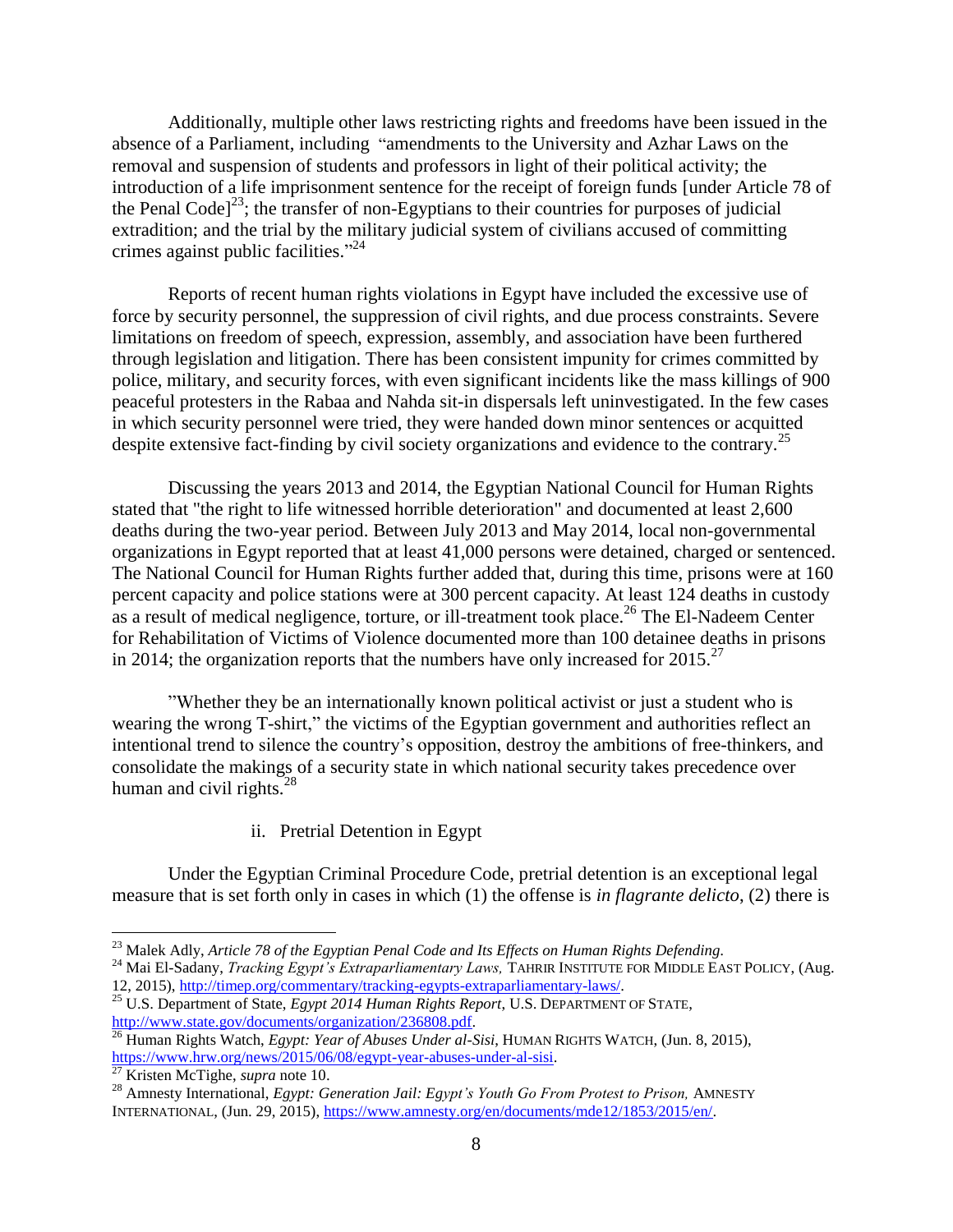Additionally, multiple other laws restricting rights and freedoms have been issued in the absence of a Parliament, including "amendments to the University and Azhar Laws on the removal and suspension of students and professors in light of their political activity; the introduction of a life imprisonment sentence for the receipt of foreign funds [under Article 78 of the Penal Code][23]; the transfer of non-Egyptians to their countries for purposes of judicial extradition; and the trial by the military judicial system of civilians accused of committing crimes against public facilities."[24]

Reports of recent human rights violations in Egypt have included the excessive use of force by security personnel, the suppression of civil rights, and due process constraints. Severe limitations on freedom of speech, expression, assembly, and association have been furthered through legislation and litigation. There has been consistent impunity for crimes committed by police, military, and security forces, with even significant incidents like the mass killings of 900 peaceful protesters in the Rabaa and Nahda sit-in dispersals left uninvestigated. In the few cases in which security personnel were tried, they were handed down minor sentences or acquitted despite extensive fact-finding by civil society organizations and evidence to the contrary.[25]

Discussing the years 2013 and 2014, the Egyptian National Council for Human Rights stated that "the right to life witnessed horrible deterioration" and documented at least 2,600 deaths during the two-year period. Between July 2013 and May 2014, local non-governmental organizations in Egypt reported that at least 41,000 persons were detained, charged or sentenced. The National Council for Human Rights further added that, during this time, prisons were at 160 percent capacity and police stations were at 300 percent capacity. At least 124 deaths in custody as a result of medical negligence, torture, or ill-treatment took place.[26] The El-Nadeem Center for Rehabilitation of Victims of Violence documented more than 100 detainee deaths in prisons in 2014; the organization reports that the numbers have only increased for 2015.[27]

"Whether they be an internationally known political activist or just a student who is wearing the wrong T-shirt," the victims of the Egyptian government and authorities reflect an intentional trend to silence the country's opposition, destroy the ambitions of free-thinkers, and consolidate the makings of a security state in which national security takes precedence over human and civil rights.[28]

### ii. Pretrial Detention in Egypt

Under the Egyptian Criminal Procedure Code, pretrial detention is an exceptional legal measure that is set forth only in cases in which (1) the offense is *in flagrante delicto*, (2) there is

---

[23] Malek Adly, *Article 78 of the Egyptian Penal Code and Its Effects on Human Rights Defending*.

[24] Mai El-Sadany, *Tracking Egypt's Extraparliamentary Laws,* TAHRIR INSTITUTE FOR MIDDLE EAST POLICY, (Aug. 12, 2015), http://timep.org/commentary/tracking-egypts-extraparliamentary-laws/.

[25] U.S. Department of State, *Egypt 2014 Human Rights Report*, U.S. DEPARTMENT OF STATE, http://www.state.gov/documents/organization/236808.pdf.

[26] Human Rights Watch, *Egypt: Year of Abuses Under al-Sisi*, HUMAN RIGHTS WATCH, (Jun. 8, 2015), https://www.hrw.org/news/2015/06/08/egypt-year-abuses-under-al-sisi.

[27] Kristen McTighe, *supra* note 10.

[28] Amnesty International, *Egypt: Generation Jail: Egypt's Youth Go From Protest to Prison,* AMNESTY INTERNATIONAL, (Jun. 29, 2015), https://www.amnesty.org/en/documents/mde12/1853/2015/en/.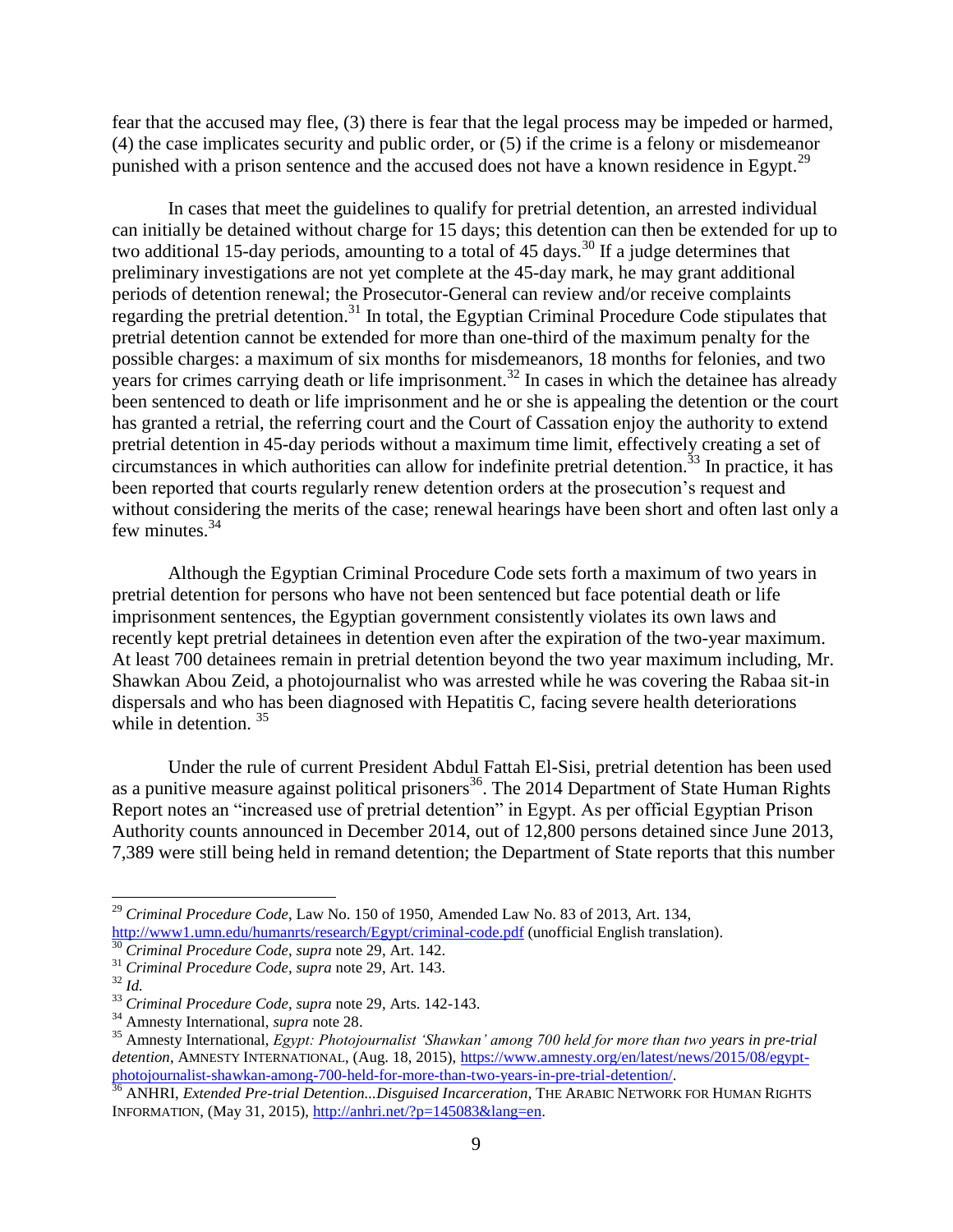fear that the accused may flee, (3) there is fear that the legal process may be impeded or harmed, (4) the case implicates security and public order, or (5) if the crime is a felony or misdemeanor punished with a prison sentence and the accused does not have a known residence in Egypt.[29]

In cases that meet the guidelines to qualify for pretrial detention, an arrested individual can initially be detained without charge for 15 days; this detention can then be extended for up to two additional 15-day periods, amounting to a total of 45 days.[30] If a judge determines that preliminary investigations are not yet complete at the 45-day mark, he may grant additional periods of detention renewal; the Prosecutor-General can review and/or receive complaints regarding the pretrial detention.[31] In total, the Egyptian Criminal Procedure Code stipulates that pretrial detention cannot be extended for more than one-third of the maximum penalty for the possible charges: a maximum of six months for misdemeanors, 18 months for felonies, and two years for crimes carrying death or life imprisonment.[32] In cases in which the detainee has already been sentenced to death or life imprisonment and he or she is appealing the detention or the court has granted a retrial, the referring court and the Court of Cassation enjoy the authority to extend pretrial detention in 45-day periods without a maximum time limit, effectively creating a set of circumstances in which authorities can allow for indefinite pretrial detention.[33] In practice, it has been reported that courts regularly renew detention orders at the prosecution's request and without considering the merits of the case; renewal hearings have been short and often last only a few minutes.[34]

Although the Egyptian Criminal Procedure Code sets forth a maximum of two years in pretrial detention for persons who have not been sentenced but face potential death or life imprisonment sentences, the Egyptian government consistently violates its own laws and recently kept pretrial detainees in detention even after the expiration of the two-year maximum. At least 700 detainees remain in pretrial detention beyond the two year maximum including, Mr. Shawkan Abou Zeid, a photojournalist who was arrested while he was covering the Rabaa sit-in dispersals and who has been diagnosed with Hepatitis C, facing severe health deteriorations while in detention. [35]

Under the rule of current President Abdul Fattah El-Sisi, pretrial detention has been used as a punitive measure against political prisoners[36]. The 2014 Department of State Human Rights Report notes an "increased use of pretrial detention" in Egypt. As per official Egyptian Prison Authority counts announced in December 2014, out of 12,800 persons detained since June 2013, 7,389 were still being held in remand detention; the Department of State reports that this number

---

[29] *Criminal Procedure Code*, Law No. 150 of 1950, Amended Law No. 83 of 2013, Art. 134, http://www1.umn.edu/humanrts/research/Egypt/criminal-code.pdf (unofficial English translation).

[30] *Criminal Procedure Code*, *supra* note 29, Art. 142.

[31] *Criminal Procedure Code*, *supra* note 29, Art. 143.

[32] *Id.*

[33] *Criminal Procedure Code*, *supra* note 29, Arts. 142-143.

[34] Amnesty International, *supra* note 28.

[35] Amnesty International, *Egypt: Photojournalist 'Shawkan' among 700 held for more than two years in pre-trial detention*, AMNESTY INTERNATIONAL, (Aug. 18, 2015), https://www.amnesty.org/en/latest/news/2015/08/egypt-photojournalist-shawkan-among-700-held-for-more-than-two-years-in-pre-trial-detention/.

[36] ANHRI, *Extended Pre-trial Detention...Disguised Incarceration*, THE ARABIC NETWORK FOR HUMAN RIGHTS INFORMATION, (May 31, 2015), http://anhri.net/?p=145083&lang=en.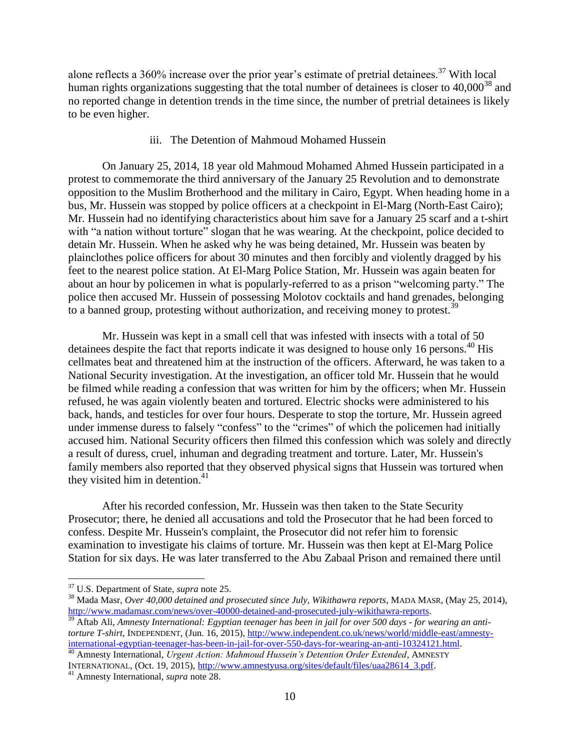alone reflects a 360% increase over the prior year's estimate of pretrial detainees.[37] With local human rights organizations suggesting that the total number of detainees is closer to 40,000[38] and no reported change in detention trends in the time since, the number of pretrial detainees is likely to be even higher.

### iii. The Detention of Mahmoud Mohamed Hussein

On January 25, 2014, 18 year old Mahmoud Mohamed Ahmed Hussein participated in a protest to commemorate the third anniversary of the January 25 Revolution and to demonstrate opposition to the Muslim Brotherhood and the military in Cairo, Egypt. When heading home in a bus, Mr. Hussein was stopped by police officers at a checkpoint in El-Marg (North-East Cairo); Mr. Hussein had no identifying characteristics about him save for a January 25 scarf and a t-shirt with "a nation without torture" slogan that he was wearing. At the checkpoint, police decided to detain Mr. Hussein. When he asked why he was being detained, Mr. Hussein was beaten by plainclothes police officers for about 30 minutes and then forcibly and violently dragged by his feet to the nearest police station. At El-Marg Police Station, Mr. Hussein was again beaten for about an hour by policemen in what is popularly-referred to as a prison "welcoming party." The police then accused Mr. Hussein of possessing Molotov cocktails and hand grenades, belonging to a banned group, protesting without authorization, and receiving money to protest.[39]

Mr. Hussein was kept in a small cell that was infested with insects with a total of 50 detainees despite the fact that reports indicate it was designed to house only 16 persons.[40] His cellmates beat and threatened him at the instruction of the officers. Afterward, he was taken to a National Security investigation. At the investigation, an officer told Mr. Hussein that he would be filmed while reading a confession that was written for him by the officers; when Mr. Hussein refused, he was again violently beaten and tortured. Electric shocks were administered to his back, hands, and testicles for over four hours. Desperate to stop the torture, Mr. Hussein agreed under immense duress to falsely "confess" to the "crimes" of which the policemen had initially accused him. National Security officers then filmed this confession which was solely and directly a result of duress, cruel, inhuman and degrading treatment and torture. Later, Mr. Hussein's family members also reported that they observed physical signs that Hussein was tortured when they visited him in detention.[41]

After his recorded confession, Mr. Hussein was then taken to the State Security Prosecutor; there, he denied all accusations and told the Prosecutor that he had been forced to confess. Despite Mr. Hussein's complaint, the Prosecutor did not refer him to forensic examination to investigate his claims of torture. Mr. Hussein was then kept at El-Marg Police Station for six days. He was later transferred to the Abu Zabaal Prison and remained there until

---

[37] U.S. Department of State, *supra* note 25.

[38] Mada Masr, *Over 40,000 detained and prosecuted since July, Wikithawra reports*, MADA MASR, (May 25, 2014), http://www.madamasr.com/news/over-40000-detained-and-prosecuted-july-wikithawra-reports.

[39] Aftab Ali, *Amnesty International: Egyptian teenager has been in jail for over 500 days - for wearing an anti-torture T-shirt*, INDEPENDENT, (Jun. 16, 2015), http://www.independent.co.uk/news/world/middle-east/amnesty-international-egyptian-teenager-has-been-in-jail-for-over-550-days-for-wearing-an-anti-10324121.html.

[40] Amnesty International, *Urgent Action: Mahmoud Hussein's Detention Order Extended*, AMNESTY INTERNATIONAL, (Oct. 19, 2015), http://www.amnestyusa.org/sites/default/files/uaa28614_3.pdf.

[41] Amnesty International, *supra* note 28.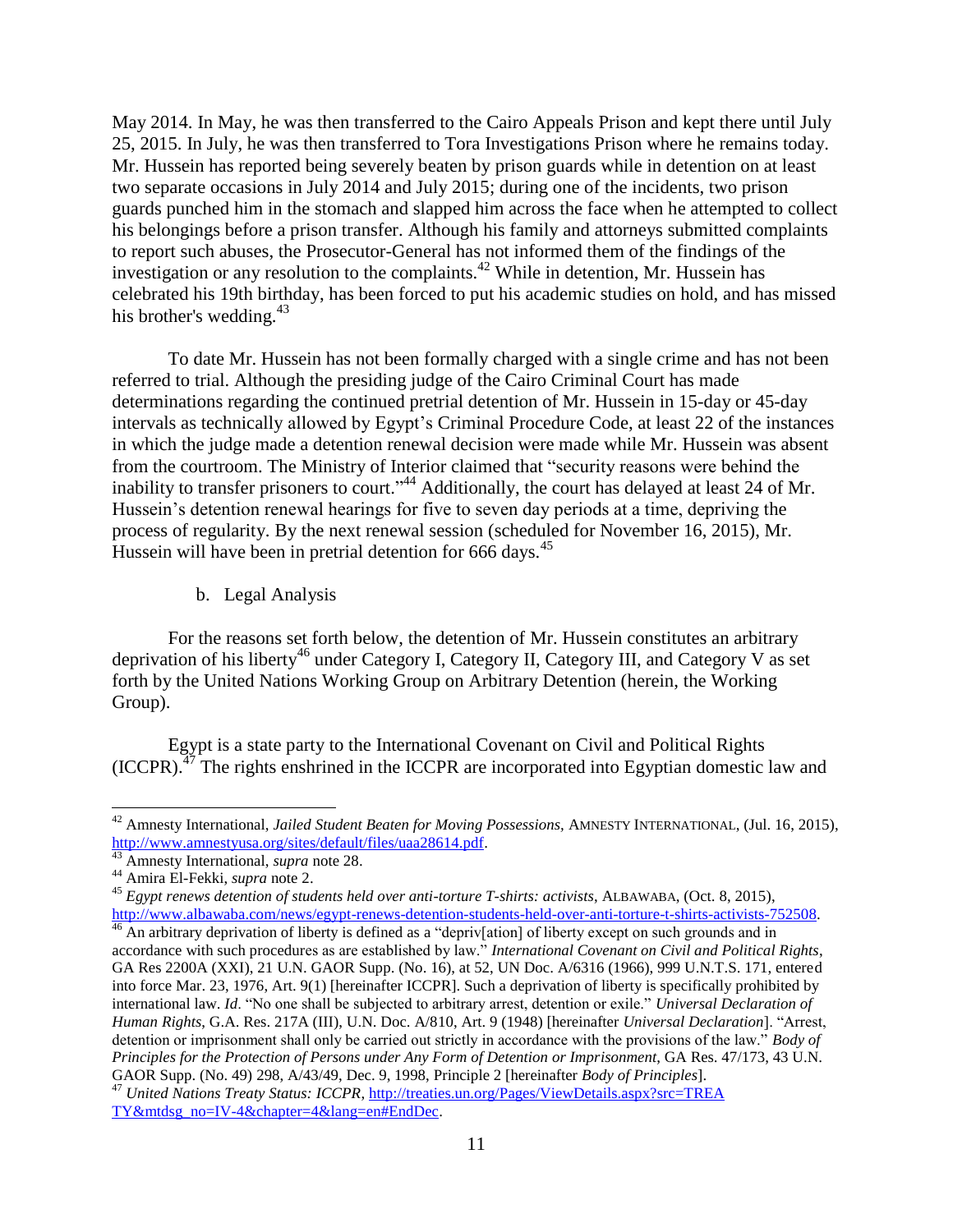May 2014. In May, he was then transferred to the Cairo Appeals Prison and kept there until July 25, 2015. In July, he was then transferred to Tora Investigations Prison where he remains today. Mr. Hussein has reported being severely beaten by prison guards while in detention on at least two separate occasions in July 2014 and July 2015; during one of the incidents, two prison guards punched him in the stomach and slapped him across the face when he attempted to collect his belongings before a prison transfer. Although his family and attorneys submitted complaints to report such abuses, the Prosecutor-General has not informed them of the findings of the investigation or any resolution to the complaints.[42] While in detention, Mr. Hussein has celebrated his 19th birthday, has been forced to put his academic studies on hold, and has missed his brother's wedding.[43]

To date Mr. Hussein has not been formally charged with a single crime and has not been referred to trial. Although the presiding judge of the Cairo Criminal Court has made determinations regarding the continued pretrial detention of Mr. Hussein in 15-day or 45-day intervals as technically allowed by Egypt's Criminal Procedure Code, at least 22 of the instances in which the judge made a detention renewal decision were made while Mr. Hussein was absent from the courtroom. The Ministry of Interior claimed that "security reasons were behind the inability to transfer prisoners to court."[44] Additionally, the court has delayed at least 24 of Mr. Hussein's detention renewal hearings for five to seven day periods at a time, depriving the process of regularity. By the next renewal session (scheduled for November 16, 2015), Mr. Hussein will have been in pretrial detention for 666 days.[45]

b. Legal Analysis

For the reasons set forth below, the detention of Mr. Hussein constitutes an arbitrary deprivation of his liberty[46] under Category I, Category II, Category III, and Category V as set forth by the United Nations Working Group on Arbitrary Detention (herein, the Working Group).

Egypt is a state party to the International Covenant on Civil and Political Rights (ICCPR).[47] The rights enshrined in the ICCPR are incorporated into Egyptian domestic law and

---

[42] Amnesty International, *Jailed Student Beaten for Moving Possessions*, AMNESTY INTERNATIONAL, (Jul. 16, 2015), http://www.amnestyusa.org/sites/default/files/uaa28614.pdf.

[43] Amnesty International, *supra* note 28.

[44] Amira El-Fekki, *supra* note 2.

[45] *Egypt renews detention of students held over anti-torture T-shirts: activists*, ALBAWABA, (Oct. 8, 2015), http://www.albawaba.com/news/egypt-renews-detention-students-held-over-anti-torture-t-shirts-activists-752508.

[46] An arbitrary deprivation of liberty is defined as a "depriv[ation] of liberty except on such grounds and in accordance with such procedures as are established by law." *International Covenant on Civil and Political Rights*, GA Res 2200A (XXI), 21 U.N. GAOR Supp. (No. 16), at 52, UN Doc. A/6316 (1966), 999 U.N.T.S. 171, entered into force Mar. 23, 1976, Art. 9(1) [hereinafter ICCPR]. Such a deprivation of liberty is specifically prohibited by international law. *Id*. "No one shall be subjected to arbitrary arrest, detention or exile." *Universal Declaration of Human Rights*, G.A. Res. 217A (III), U.N. Doc. A/810, Art. 9 (1948) [hereinafter *Universal Declaration*]. "Arrest, detention or imprisonment shall only be carried out strictly in accordance with the provisions of the law." *Body of Principles for the Protection of Persons under Any Form of Detention or Imprisonment*, GA Res. 47/173, 43 U.N. GAOR Supp. (No. 49) 298, A/43/49, Dec. 9, 1998, Principle 2 [hereinafter *Body of Principles*].

[47] *United Nations Treaty Status: ICCPR*, http://treaties.un.org/Pages/ViewDetails.aspx?src=TREATY&mtdsg_no=IV-4&chapter=4&lang=en#EndDec.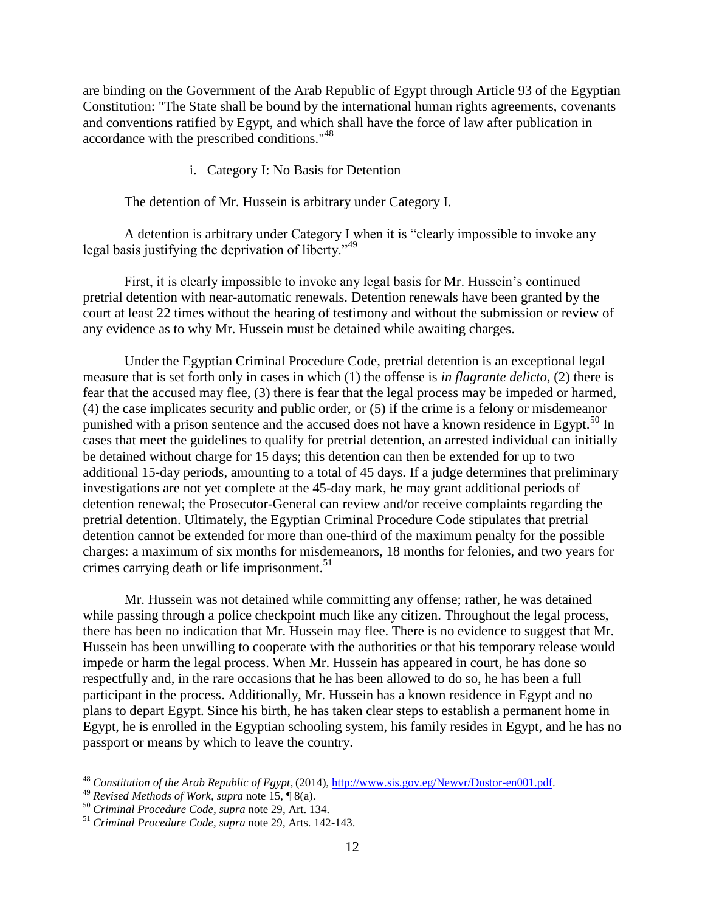are binding on the Government of the Arab Republic of Egypt through Article 93 of the Egyptian Constitution: "The State shall be bound by the international human rights agreements, covenants and conventions ratified by Egypt, and which shall have the force of law after publication in accordance with the prescribed conditions."[48]

i. Category I: No Basis for Detention

The detention of Mr. Hussein is arbitrary under Category I.

A detention is arbitrary under Category I when it is "clearly impossible to invoke any legal basis justifying the deprivation of liberty."[49]

First, it is clearly impossible to invoke any legal basis for Mr. Hussein's continued pretrial detention with near-automatic renewals. Detention renewals have been granted by the court at least 22 times without the hearing of testimony and without the submission or review of any evidence as to why Mr. Hussein must be detained while awaiting charges.

Under the Egyptian Criminal Procedure Code, pretrial detention is an exceptional legal measure that is set forth only in cases in which (1) the offense is *in flagrante delicto*, (2) there is fear that the accused may flee, (3) there is fear that the legal process may be impeded or harmed, (4) the case implicates security and public order, or (5) if the crime is a felony or misdemeanor punished with a prison sentence and the accused does not have a known residence in Egypt.[50] In cases that meet the guidelines to qualify for pretrial detention, an arrested individual can initially be detained without charge for 15 days; this detention can then be extended for up to two additional 15-day periods, amounting to a total of 45 days. If a judge determines that preliminary investigations are not yet complete at the 45-day mark, he may grant additional periods of detention renewal; the Prosecutor-General can review and/or receive complaints regarding the pretrial detention. Ultimately, the Egyptian Criminal Procedure Code stipulates that pretrial detention cannot be extended for more than one-third of the maximum penalty for the possible charges: a maximum of six months for misdemeanors, 18 months for felonies, and two years for crimes carrying death or life imprisonment.[51]

Mr. Hussein was not detained while committing any offense; rather, he was detained while passing through a police checkpoint much like any citizen. Throughout the legal process, there has been no indication that Mr. Hussein may flee. There is no evidence to suggest that Mr. Hussein has been unwilling to cooperate with the authorities or that his temporary release would impede or harm the legal process. When Mr. Hussein has appeared in court, he has done so respectfully and, in the rare occasions that he has been allowed to do so, he has been a full participant in the process. Additionally, Mr. Hussein has a known residence in Egypt and no plans to depart Egypt. Since his birth, he has taken clear steps to establish a permanent home in Egypt, he is enrolled in the Egyptian schooling system, his family resides in Egypt, and he has no passport or means by which to leave the country.

---

[48] *Constitution of the Arab Republic of Egypt*, (2014), http://www.sis.gov.eg/Newvr/Dustor-en001.pdf.

[49] *Revised Methods of Work*, *supra* note 15, ¶ 8(a).

[50] *Criminal Procedure Code*, *supra* note 29, Art. 134.

[51] *Criminal Procedure Code*, *supra* note 29, Arts. 142-143.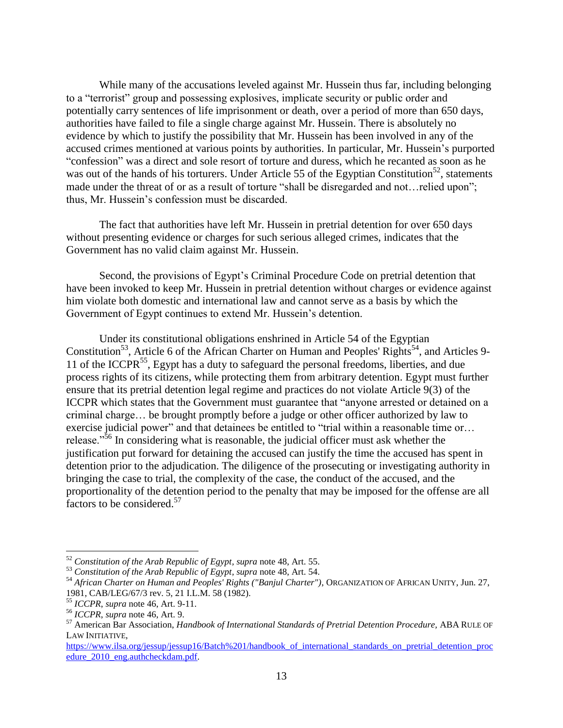While many of the accusations leveled against Mr. Hussein thus far, including belonging to a "terrorist" group and possessing explosives, implicate security or public order and potentially carry sentences of life imprisonment or death, over a period of more than 650 days, authorities have failed to file a single charge against Mr. Hussein. There is absolutely no evidence by which to justify the possibility that Mr. Hussein has been involved in any of the accused crimes mentioned at various points by authorities. In particular, Mr. Hussein's purported "confession" was a direct and sole resort of torture and duress, which he recanted as soon as he was out of the hands of his torturers. Under Article 55 of the Egyptian Constitution[52], statements made under the threat of or as a result of torture "shall be disregarded and not…relied upon"; thus, Mr. Hussein's confession must be discarded.

The fact that authorities have left Mr. Hussein in pretrial detention for over 650 days without presenting evidence or charges for such serious alleged crimes, indicates that the Government has no valid claim against Mr. Hussein.

Second, the provisions of Egypt's Criminal Procedure Code on pretrial detention that have been invoked to keep Mr. Hussein in pretrial detention without charges or evidence against him violate both domestic and international law and cannot serve as a basis by which the Government of Egypt continues to extend Mr. Hussein's detention.

Under its constitutional obligations enshrined in Article 54 of the Egyptian Constitution[53], Article 6 of the African Charter on Human and Peoples' Rights[54], and Articles 9-11 of the ICCPR[55], Egypt has a duty to safeguard the personal freedoms, liberties, and due process rights of its citizens, while protecting them from arbitrary detention. Egypt must further ensure that its pretrial detention legal regime and practices do not violate Article 9(3) of the ICCPR which states that the Government must guarantee that "anyone arrested or detained on a criminal charge… be brought promptly before a judge or other officer authorized by law to exercise judicial power" and that detainees be entitled to "trial within a reasonable time or… release."[56] In considering what is reasonable, the judicial officer must ask whether the justification put forward for detaining the accused can justify the time the accused has spent in detention prior to the adjudication. The diligence of the prosecuting or investigating authority in bringing the case to trial, the complexity of the case, the conduct of the accused, and the proportionality of the detention period to the penalty that may be imposed for the offense are all factors to be considered.[57]

---

[52] *Constitution of the Arab Republic of Egypt*, *supra* note 48, Art. 55.

[53] *Constitution of the Arab Republic of Egypt*, *supra* note 48, Art. 54.

[54] *African Charter on Human and Peoples' Rights ("Banjul Charter")*, ORGANIZATION OF AFRICAN UNITY, Jun. 27, 1981, CAB/LEG/67/3 rev. 5, 21 I.L.M. 58 (1982).

[55] *ICCPR*, *supra* note 46, Art. 9-11.

[56] *ICCPR*, *supra* note 46, Art. 9.

[57] American Bar Association, *Handbook of International Standards of Pretrial Detention Procedure,* ABA RULE OF LAW INITIATIVE, https://www.ilsa.org/jessup/jessup16/Batch%201/handbook_of_international_standards_on_pretrial_detention_procedure_2010_eng.authcheckdam.pdf.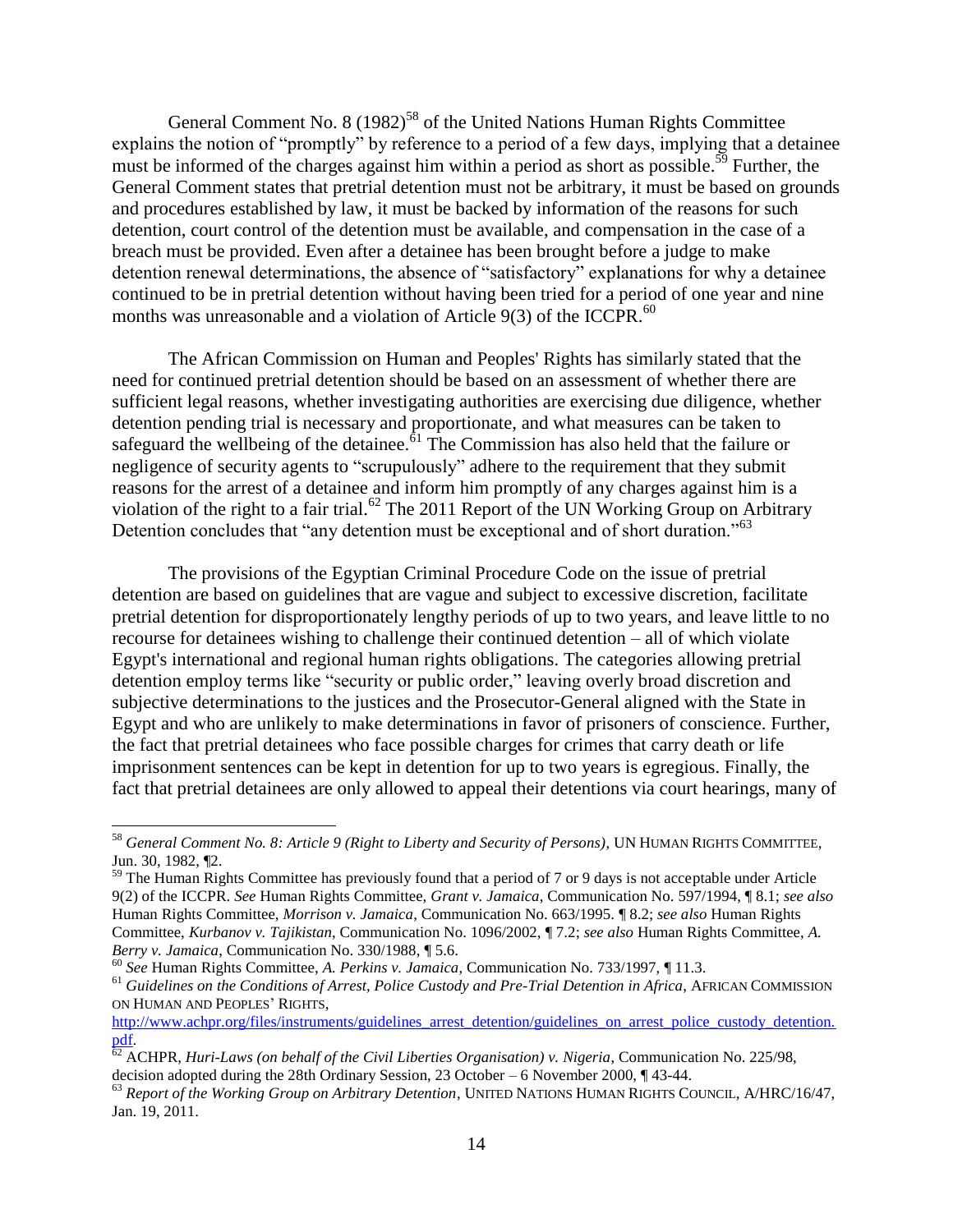General Comment No. 8 (1982)[58] of the United Nations Human Rights Committee explains the notion of "promptly" by reference to a period of a few days, implying that a detainee must be informed of the charges against him within a period as short as possible.[59] Further, the General Comment states that pretrial detention must not be arbitrary, it must be based on grounds and procedures established by law, it must be backed by information of the reasons for such detention, court control of the detention must be available, and compensation in the case of a breach must be provided. Even after a detainee has been brought before a judge to make detention renewal determinations, the absence of "satisfactory" explanations for why a detainee continued to be in pretrial detention without having been tried for a period of one year and nine months was unreasonable and a violation of Article 9(3) of the ICCPR.[60]

The African Commission on Human and Peoples' Rights has similarly stated that the need for continued pretrial detention should be based on an assessment of whether there are sufficient legal reasons, whether investigating authorities are exercising due diligence, whether detention pending trial is necessary and proportionate, and what measures can be taken to safeguard the wellbeing of the detainee.[61] The Commission has also held that the failure or negligence of security agents to "scrupulously" adhere to the requirement that they submit reasons for the arrest of a detainee and inform him promptly of any charges against him is a violation of the right to a fair trial.[62] The 2011 Report of the UN Working Group on Arbitrary Detention concludes that "any detention must be exceptional and of short duration."[63]

The provisions of the Egyptian Criminal Procedure Code on the issue of pretrial detention are based on guidelines that are vague and subject to excessive discretion, facilitate pretrial detention for disproportionately lengthy periods of up to two years, and leave little to no recourse for detainees wishing to challenge their continued detention – all of which violate Egypt's international and regional human rights obligations. The categories allowing pretrial detention employ terms like "security or public order," leaving overly broad discretion and subjective determinations to the justices and the Prosecutor-General aligned with the State in Egypt and who are unlikely to make determinations in favor of prisoners of conscience. Further, the fact that pretrial detainees who face possible charges for crimes that carry death or life imprisonment sentences can be kept in detention for up to two years is egregious. Finally, the fact that pretrial detainees are only allowed to appeal their detentions via court hearings, many of

---

[58] *General Comment No. 8: Article 9 (Right to Liberty and Security of Persons)*, UN HUMAN RIGHTS COMMITTEE, Jun. 30, 1982, ¶2.

[59] The Human Rights Committee has previously found that a period of 7 or 9 days is not acceptable under Article 9(2) of the ICCPR. *See* Human Rights Committee, *Grant v. Jamaica*, Communication No. 597/1994, ¶ 8.1; *see also* Human Rights Committee, *Morrison v. Jamaica*, Communication No. 663/1995. ¶ 8.2; *see also* Human Rights Committee, *Kurbanov v. Tajikistan*, Communication No. 1096/2002, ¶ 7.2; *see also* Human Rights Committee, *A. Berry v. Jamaica*, Communication No. 330/1988, ¶ 5.6.

[60] *See* Human Rights Committee, *A. Perkins v. Jamaica*, Communication No. 733/1997, ¶ 11.3.

[61] *Guidelines on the Conditions of Arrest, Police Custody and Pre-Trial Detention in Africa*, AFRICAN COMMISSION ON HUMAN AND PEOPLES' RIGHTS, http://www.achpr.org/files/instruments/guidelines_arrest_detention/guidelines_on_arrest_police_custody_detention.pdf.

[62] ACHPR, *Huri-Laws (on behalf of the Civil Liberties Organisation) v. Nigeria*, Communication No. 225/98, decision adopted during the 28th Ordinary Session, 23 October – 6 November 2000, ¶ 43-44.

[63] *Report of the Working Group on Arbitrary Detention*, UNITED NATIONS HUMAN RIGHTS COUNCIL, A/HRC/16/47, Jan. 19, 2011.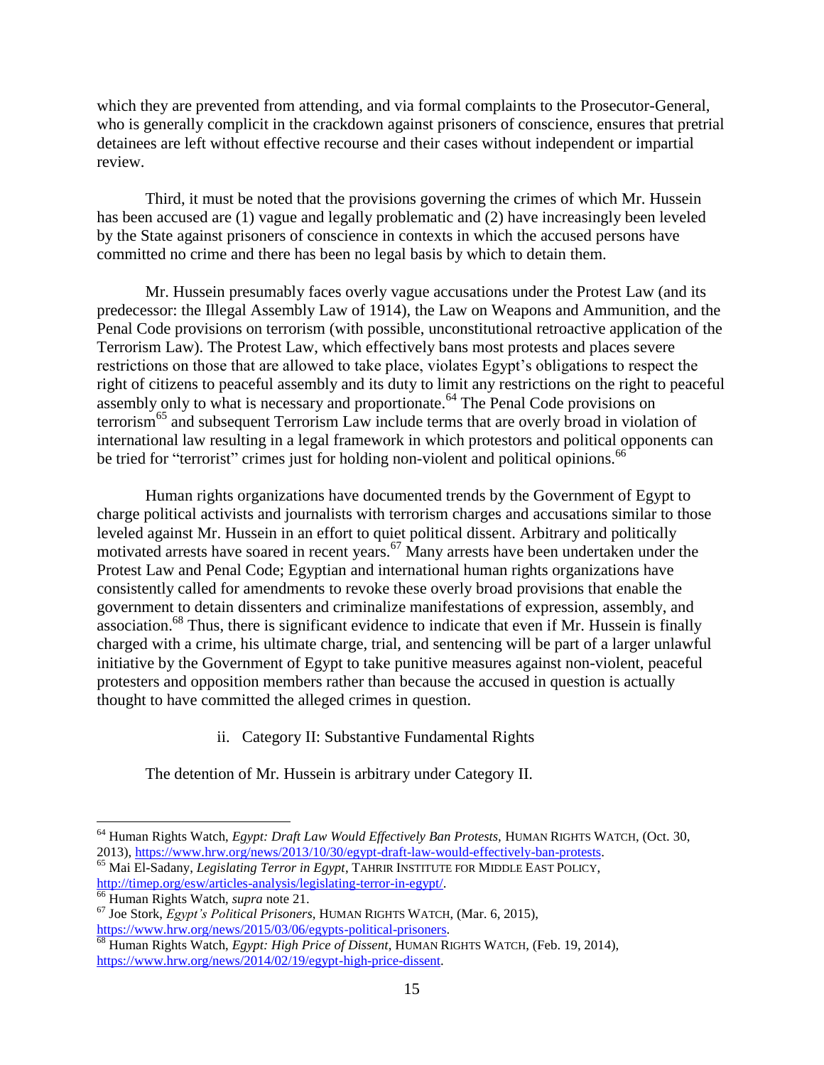which they are prevented from attending, and via formal complaints to the Prosecutor-General, who is generally complicit in the crackdown against prisoners of conscience, ensures that pretrial detainees are left without effective recourse and their cases without independent or impartial review.

Third, it must be noted that the provisions governing the crimes of which Mr. Hussein has been accused are (1) vague and legally problematic and (2) have increasingly been leveled by the State against prisoners of conscience in contexts in which the accused persons have committed no crime and there has been no legal basis by which to detain them.

Mr. Hussein presumably faces overly vague accusations under the Protest Law (and its predecessor: the Illegal Assembly Law of 1914), the Law on Weapons and Ammunition, and the Penal Code provisions on terrorism (with possible, unconstitutional retroactive application of the Terrorism Law). The Protest Law, which effectively bans most protests and places severe restrictions on those that are allowed to take place, violates Egypt's obligations to respect the right of citizens to peaceful assembly and its duty to limit any restrictions on the right to peaceful assembly only to what is necessary and proportionate.[64] The Penal Code provisions on terrorism[65] and subsequent Terrorism Law include terms that are overly broad in violation of international law resulting in a legal framework in which protestors and political opponents can be tried for "terrorist" crimes just for holding non-violent and political opinions.[66]

Human rights organizations have documented trends by the Government of Egypt to charge political activists and journalists with terrorism charges and accusations similar to those leveled against Mr. Hussein in an effort to quiet political dissent. Arbitrary and politically motivated arrests have soared in recent years.[67] Many arrests have been undertaken under the Protest Law and Penal Code; Egyptian and international human rights organizations have consistently called for amendments to revoke these overly broad provisions that enable the government to detain dissenters and criminalize manifestations of expression, assembly, and association.[68] Thus, there is significant evidence to indicate that even if Mr. Hussein is finally charged with a crime, his ultimate charge, trial, and sentencing will be part of a larger unlawful initiative by the Government of Egypt to take punitive measures against non-violent, peaceful protesters and opposition members rather than because the accused in question is actually thought to have committed the alleged crimes in question.

ii. Category II: Substantive Fundamental Rights

The detention of Mr. Hussein is arbitrary under Category II.

---

[64] Human Rights Watch, *Egypt: Draft Law Would Effectively Ban Protests,* HUMAN RIGHTS WATCH, (Oct. 30, 2013), https://www.hrw.org/news/2013/10/30/egypt-draft-law-would-effectively-ban-protests.

[65] Mai El-Sadany, *Legislating Terror in Egypt*, TAHRIR INSTITUTE FOR MIDDLE EAST POLICY, http://timep.org/esw/articles-analysis/legislating-terror-in-egypt/.

[66] Human Rights Watch, *supra* note 21.

[67] Joe Stork, *Egypt's Political Prisoners,* HUMAN RIGHTS WATCH, (Mar. 6, 2015), https://www.hrw.org/news/2015/03/06/egypts-political-prisoners.

[68] Human Rights Watch, *Egypt: High Price of Dissent*, HUMAN RIGHTS WATCH, (Feb. 19, 2014), https://www.hrw.org/news/2014/02/19/egypt-high-price-dissent.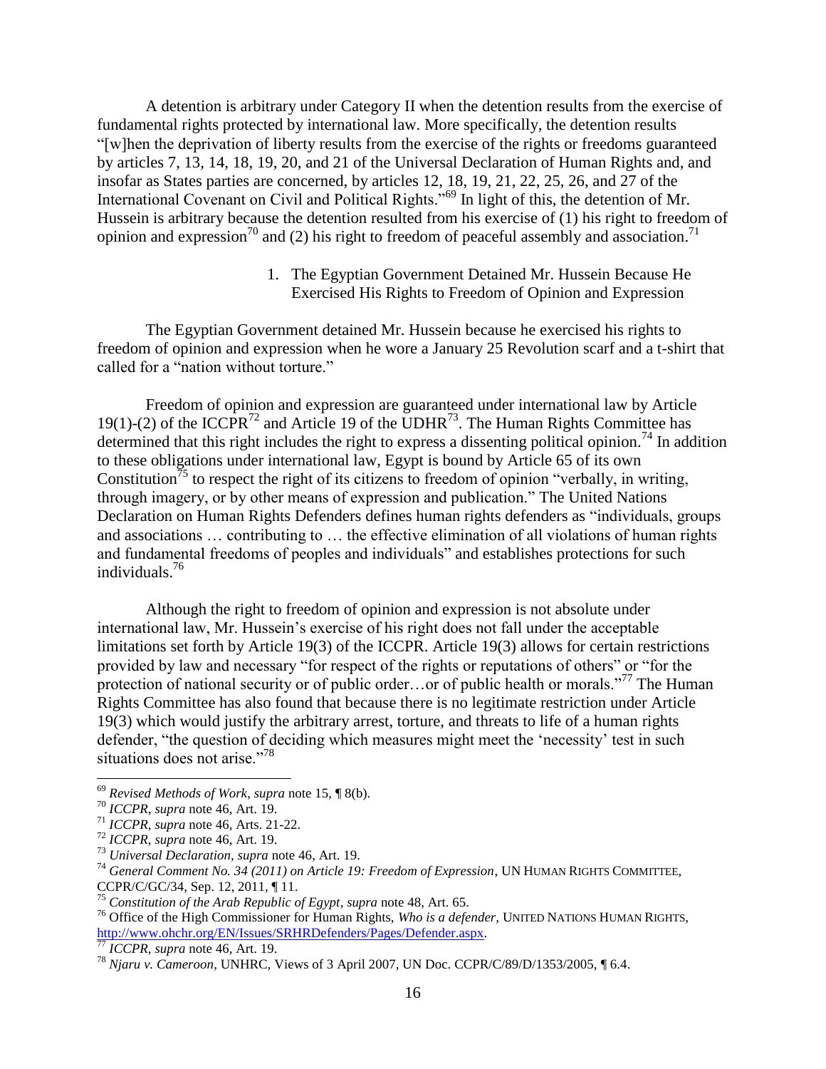A detention is arbitrary under Category II when the detention results from the exercise of fundamental rights protected by international law. More specifically, the detention results "[w]hen the deprivation of liberty results from the exercise of the rights or freedoms guaranteed by articles 7, 13, 14, 18, 19, 20, and 21 of the Universal Declaration of Human Rights and, and insofar as States parties are concerned, by articles 12, 18, 19, 21, 22, 25, 26, and 27 of the International Covenant on Civil and Political Rights."[69] In light of this, the detention of Mr. Hussein is arbitrary because the detention resulted from his exercise of (1) his right to freedom of opinion and expression[70] and (2) his right to freedom of peaceful assembly and association.[71]

1. The Egyptian Government Detained Mr. Hussein Because He Exercised His Rights to Freedom of Opinion and Expression

The Egyptian Government detained Mr. Hussein because he exercised his rights to freedom of opinion and expression when he wore a January 25 Revolution scarf and a t-shirt that called for a "nation without torture."

Freedom of opinion and expression are guaranteed under international law by Article 19(1)-(2) of the ICCPR[72] and Article 19 of the UDHR[73]. The Human Rights Committee has determined that this right includes the right to express a dissenting political opinion.[74] In addition to these obligations under international law, Egypt is bound by Article 65 of its own Constitution[75] to respect the right of its citizens to freedom of opinion "verbally, in writing, through imagery, or by other means of expression and publication." The United Nations Declaration on Human Rights Defenders defines human rights defenders as "individuals, groups and associations … contributing to … the effective elimination of all violations of human rights and fundamental freedoms of peoples and individuals" and establishes protections for such individuals.[76]

Although the right to freedom of opinion and expression is not absolute under international law, Mr. Hussein's exercise of his right does not fall under the acceptable limitations set forth by Article 19(3) of the ICCPR. Article 19(3) allows for certain restrictions provided by law and necessary "for respect of the rights or reputations of others" or "for the protection of national security or of public order…or of public health or morals."[77] The Human Rights Committee has also found that because there is no legitimate restriction under Article 19(3) which would justify the arbitrary arrest, torture, and threats to life of a human rights defender, "the question of deciding which measures might meet the 'necessity' test in such situations does not arise."[78]

---

[69] *Revised Methods of Work*, *supra* note 15, ¶ 8(b).

[70] *ICCPR*, *supra* note 46, Art. 19.

[71] *ICCPR*, *supra* note 46, Arts. 21-22.

[72] *ICCPR*, *supra* note 46, Art. 19.

[73] *Universal Declaration*, *supra* note 46, Art. 19.

[74] *General Comment No. 34 (2011) on Article 19: Freedom of Expression*, UN HUMAN RIGHTS COMMITTEE, CCPR/C/GC/34, Sep. 12, 2011, ¶ 11.

[75] *Constitution of the Arab Republic of Egypt*, *supra* note 48, Art. 65.

[76] Office of the High Commissioner for Human Rights, *Who is a defender*, UNITED NATIONS HUMAN RIGHTS, http://www.ohchr.org/EN/Issues/SRHRDefenders/Pages/Defender.aspx.

[77] *ICCPR*, *supra* note 46, Art. 19.

[78] *Njaru v. Cameroon*, UNHRC, Views of 3 April 2007, UN Doc. CCPR/C/89/D/1353/2005, ¶ 6.4.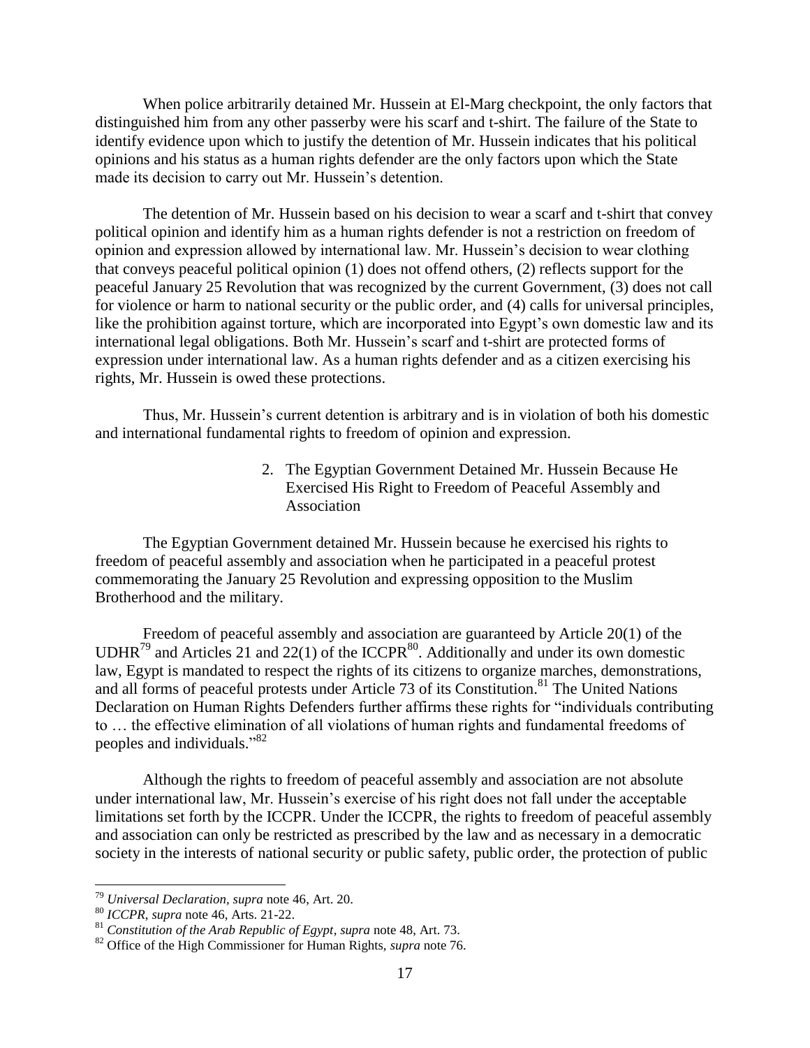When police arbitrarily detained Mr. Hussein at El-Marg checkpoint, the only factors that distinguished him from any other passerby were his scarf and t-shirt. The failure of the State to identify evidence upon which to justify the detention of Mr. Hussein indicates that his political opinions and his status as a human rights defender are the only factors upon which the State made its decision to carry out Mr. Hussein's detention.

The detention of Mr. Hussein based on his decision to wear a scarf and t-shirt that convey political opinion and identify him as a human rights defender is not a restriction on freedom of opinion and expression allowed by international law. Mr. Hussein's decision to wear clothing that conveys peaceful political opinion (1) does not offend others, (2) reflects support for the peaceful January 25 Revolution that was recognized by the current Government, (3) does not call for violence or harm to national security or the public order, and (4) calls for universal principles, like the prohibition against torture, which are incorporated into Egypt's own domestic law and its international legal obligations. Both Mr. Hussein's scarf and t-shirt are protected forms of expression under international law. As a human rights defender and as a citizen exercising his rights, Mr. Hussein is owed these protections.

Thus, Mr. Hussein's current detention is arbitrary and is in violation of both his domestic and international fundamental rights to freedom of opinion and expression.

#### 2. The Egyptian Government Detained Mr. Hussein Because He Exercised His Right to Freedom of Peaceful Assembly and Association

The Egyptian Government detained Mr. Hussein because he exercised his rights to freedom of peaceful assembly and association when he participated in a peaceful protest commemorating the January 25 Revolution and expressing opposition to the Muslim Brotherhood and the military.

Freedom of peaceful assembly and association are guaranteed by Article 20(1) of the UDHR[79] and Articles 21 and 22(1) of the ICCPR[80]. Additionally and under its own domestic law, Egypt is mandated to respect the rights of its citizens to organize marches, demonstrations, and all forms of peaceful protests under Article 73 of its Constitution.[81] The United Nations Declaration on Human Rights Defenders further affirms these rights for "individuals contributing to … the effective elimination of all violations of human rights and fundamental freedoms of peoples and individuals."[82]

Although the rights to freedom of peaceful assembly and association are not absolute under international law, Mr. Hussein's exercise of his right does not fall under the acceptable limitations set forth by the ICCPR. Under the ICCPR, the rights to freedom of peaceful assembly and association can only be restricted as prescribed by the law and as necessary in a democratic society in the interests of national security or public safety, public order, the protection of public

---

[79] *Universal Declaration, supra* note 46, Art. 20.

[80] *ICCPR, supra* note 46, Arts. 21-22.

[81] *Constitution of the Arab Republic of Egypt, supra* note 48, Art. 73.

[82] Office of the High Commissioner for Human Rights, *supra* note 76.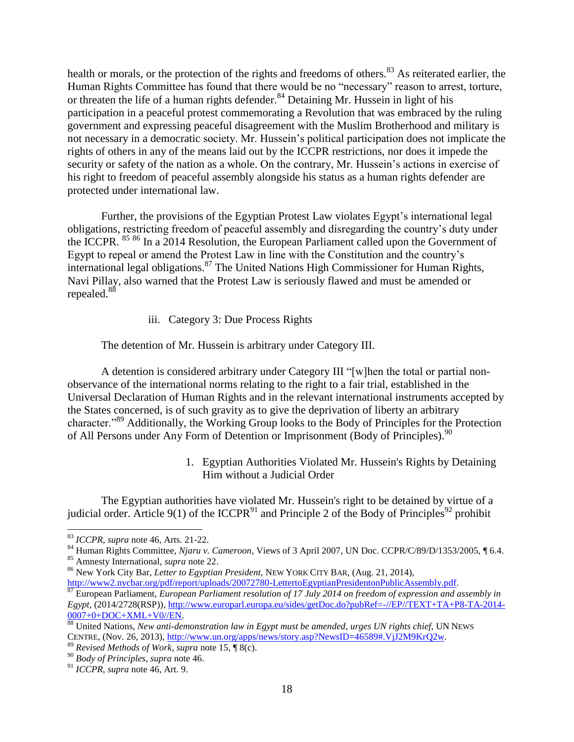health or morals, or the protection of the rights and freedoms of others.[83] As reiterated earlier, the Human Rights Committee has found that there would be no "necessary" reason to arrest, torture, or threaten the life of a human rights defender.[84] Detaining Mr. Hussein in light of his participation in a peaceful protest commemorating a Revolution that was embraced by the ruling government and expressing peaceful disagreement with the Muslim Brotherhood and military is not necessary in a democratic society. Mr. Hussein's political participation does not implicate the rights of others in any of the means laid out by the ICCPR restrictions, nor does it impede the security or safety of the nation as a whole. On the contrary, Mr. Hussein's actions in exercise of his right to freedom of peaceful assembly alongside his status as a human rights defender are protected under international law.

Further, the provisions of the Egyptian Protest Law violates Egypt's international legal obligations, restricting freedom of peaceful assembly and disregarding the country's duty under the ICCPR. [85] [86] In a 2014 Resolution, the European Parliament called upon the Government of Egypt to repeal or amend the Protest Law in line with the Constitution and the country's international legal obligations.[87] The United Nations High Commissioner for Human Rights, Navi Pillay, also warned that the Protest Law is seriously flawed and must be amended or repealed.[88]

### iii. Category 3: Due Process Rights

The detention of Mr. Hussein is arbitrary under Category III.

A detention is considered arbitrary under Category III "[w]hen the total or partial non-observance of the international norms relating to the right to a fair trial, established in the Universal Declaration of Human Rights and in the relevant international instruments accepted by the States concerned, is of such gravity as to give the deprivation of liberty an arbitrary character."[89] Additionally, the Working Group looks to the Body of Principles for the Protection of All Persons under Any Form of Detention or Imprisonment (Body of Principles).[90]

#### 1. Egyptian Authorities Violated Mr. Hussein's Rights by Detaining Him without a Judicial Order

The Egyptian authorities have violated Mr. Hussein's right to be detained by virtue of a judicial order. Article 9(1) of the ICCPR[91] and Principle 2 of the Body of Principles[92] prohibit

---

[83] *ICCPR*, *supra* note 46, Arts. 21-22.

[84] Human Rights Committee, *Njaru v. Cameroon*, Views of 3 April 2007, UN Doc. CCPR/C/89/D/1353/2005, ¶ 6.4.

[85] Amnesty International, *supra* note 22.

[86] New York City Bar, *Letter to Egyptian President*, NEW YORK CITY BAR, (Aug. 21, 2014), http://www2.nycbar.org/pdf/report/uploads/20072780-LettertoEgyptianPresidentonPublicAssembly.pdf.

[87] European Parliament, *European Parliament resolution of 17 July 2014 on freedom of expression and assembly in Egypt*, (2014/2728(RSP)), http://www.europarl.europa.eu/sides/getDoc.do?pubRef=-//EP//TEXT+TA+P8-TA-2014-0007+0+DOC+XML+V0//EN.

[88] United Nations, *New anti-demonstration law in Egypt must be amended, urges UN rights chief*, UN NEWS CENTRE, (Nov. 26, 2013), http://www.un.org/apps/news/story.asp?NewsID=46589#.VjJ2M9KrQ2w.

[89] *Revised Methods of Work*, *supra* note 15, ¶ 8(c).

[90] *Body of Principles*, *supra* note 46.

[91] *ICCPR*, *supra* note 46, Art. 9.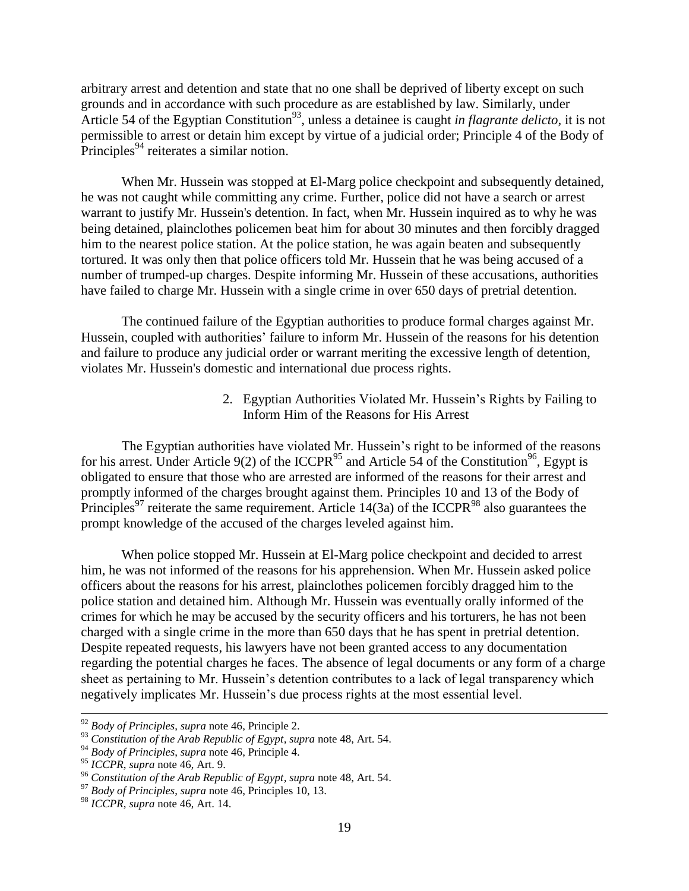arbitrary arrest and detention and state that no one shall be deprived of liberty except on such grounds and in accordance with such procedure as are established by law. Similarly, under Article 54 of the Egyptian Constitution[93], unless a detainee is caught *in flagrante delicto*, it is not permissible to arrest or detain him except by virtue of a judicial order; Principle 4 of the Body of Principles[94] reiterates a similar notion.

When Mr. Hussein was stopped at El-Marg police checkpoint and subsequently detained, he was not caught while committing any crime. Further, police did not have a search or arrest warrant to justify Mr. Hussein's detention. In fact, when Mr. Hussein inquired as to why he was being detained, plainclothes policemen beat him for about 30 minutes and then forcibly dragged him to the nearest police station. At the police station, he was again beaten and subsequently tortured. It was only then that police officers told Mr. Hussein that he was being accused of a number of trumped-up charges. Despite informing Mr. Hussein of these accusations, authorities have failed to charge Mr. Hussein with a single crime in over 650 days of pretrial detention.

The continued failure of the Egyptian authorities to produce formal charges against Mr. Hussein, coupled with authorities' failure to inform Mr. Hussein of the reasons for his detention and failure to produce any judicial order or warrant meriting the excessive length of detention, violates Mr. Hussein's domestic and international due process rights.

### 2. Egyptian Authorities Violated Mr. Hussein's Rights by Failing to Inform Him of the Reasons for His Arrest

The Egyptian authorities have violated Mr. Hussein's right to be informed of the reasons for his arrest. Under Article 9(2) of the ICCPR[95] and Article 54 of the Constitution[96], Egypt is obligated to ensure that those who are arrested are informed of the reasons for their arrest and promptly informed of the charges brought against them. Principles 10 and 13 of the Body of Principles[97] reiterate the same requirement. Article 14(3a) of the ICCPR[98] also guarantees the prompt knowledge of the accused of the charges leveled against him.

When police stopped Mr. Hussein at El-Marg police checkpoint and decided to arrest him, he was not informed of the reasons for his apprehension. When Mr. Hussein asked police officers about the reasons for his arrest, plainclothes policemen forcibly dragged him to the police station and detained him. Although Mr. Hussein was eventually orally informed of the crimes for which he may be accused by the security officers and his torturers, he has not been charged with a single crime in the more than 650 days that he has spent in pretrial detention. Despite repeated requests, his lawyers have not been granted access to any documentation regarding the potential charges he faces. The absence of legal documents or any form of a charge sheet as pertaining to Mr. Hussein's detention contributes to a lack of legal transparency which negatively implicates Mr. Hussein's due process rights at the most essential level.

---

[92] *Body of Principles*, *supra* note 46, Principle 2.

[93] *Constitution of the Arab Republic of Egypt*, *supra* note 48, Art. 54.

[94] *Body of Principles*, *supra* note 46, Principle 4.

[95] *ICCPR*, *supra* note 46, Art. 9.

[96] *Constitution of the Arab Republic of Egypt*, *supra* note 48, Art. 54.

[97] *Body of Principles*, *supra* note 46, Principles 10, 13.

[98] *ICCPR*, *supra* note 46, Art. 14.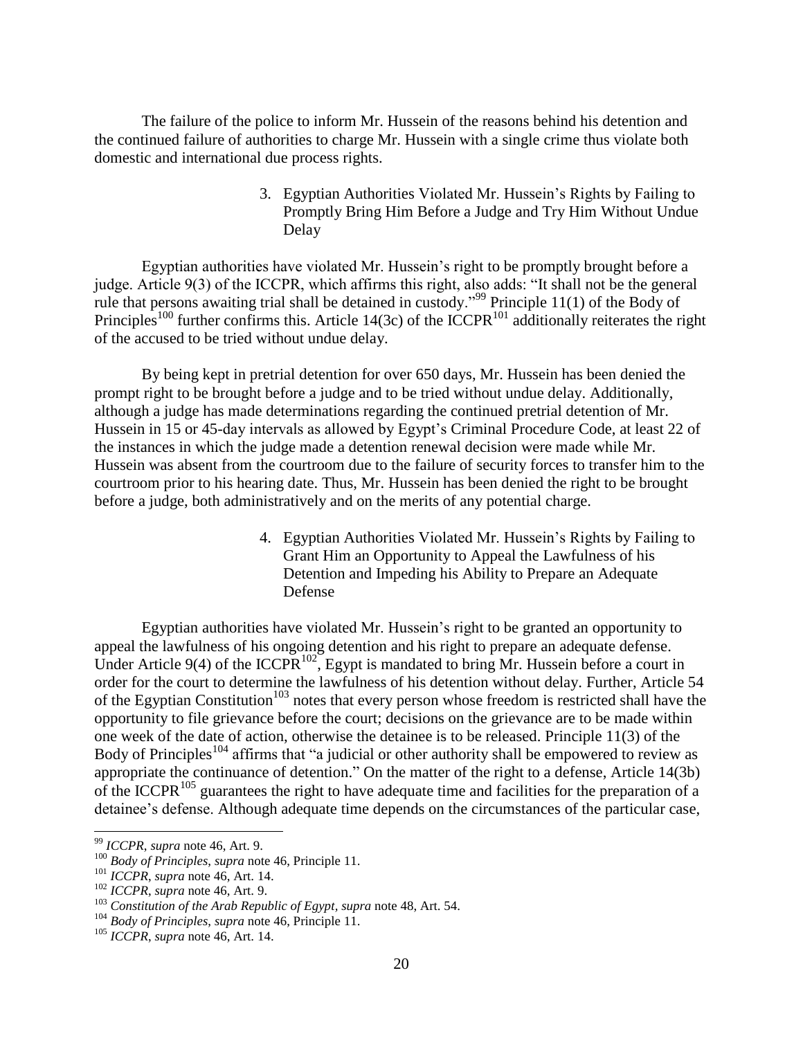The failure of the police to inform Mr. Hussein of the reasons behind his detention and the continued failure of authorities to charge Mr. Hussein with a single crime thus violate both domestic and international due process rights.

### 3. Egyptian Authorities Violated Mr. Hussein's Rights by Failing to Promptly Bring Him Before a Judge and Try Him Without Undue Delay

Egyptian authorities have violated Mr. Hussein's right to be promptly brought before a judge. Article 9(3) of the ICCPR, which affirms this right, also adds: "It shall not be the general rule that persons awaiting trial shall be detained in custody."[99] Principle 11(1) of the Body of Principles[100] further confirms this. Article 14(3c) of the ICCPR[101] additionally reiterates the right of the accused to be tried without undue delay.

By being kept in pretrial detention for over 650 days, Mr. Hussein has been denied the prompt right to be brought before a judge and to be tried without undue delay. Additionally, although a judge has made determinations regarding the continued pretrial detention of Mr. Hussein in 15 or 45-day intervals as allowed by Egypt's Criminal Procedure Code, at least 22 of the instances in which the judge made a detention renewal decision were made while Mr. Hussein was absent from the courtroom due to the failure of security forces to transfer him to the courtroom prior to his hearing date. Thus, Mr. Hussein has been denied the right to be brought before a judge, both administratively and on the merits of any potential charge.

### 4. Egyptian Authorities Violated Mr. Hussein's Rights by Failing to Grant Him an Opportunity to Appeal the Lawfulness of his Detention and Impeding his Ability to Prepare an Adequate Defense

Egyptian authorities have violated Mr. Hussein's right to be granted an opportunity to appeal the lawfulness of his ongoing detention and his right to prepare an adequate defense. Under Article 9(4) of the ICCPR[102], Egypt is mandated to bring Mr. Hussein before a court in order for the court to determine the lawfulness of his detention without delay. Further, Article 54 of the Egyptian Constitution[103] notes that every person whose freedom is restricted shall have the opportunity to file grievance before the court; decisions on the grievance are to be made within one week of the date of action, otherwise the detainee is to be released. Principle 11(3) of the Body of Principles[104] affirms that "a judicial or other authority shall be empowered to review as appropriate the continuance of detention." On the matter of the right to a defense, Article 14(3b) of the ICCPR[105] guarantees the right to have adequate time and facilities for the preparation of a detainee's defense. Although adequate time depends on the circumstances of the particular case,

---

[99] *ICCPR*, *supra* note 46, Art. 9.

[100] *Body of Principles*, *supra* note 46, Principle 11.

[101] *ICCPR*, *supra* note 46, Art. 14.

[102] *ICCPR*, *supra* note 46, Art. 9.

[103] *Constitution of the Arab Republic of Egypt*, *supra* note 48, Art. 54.

[104] *Body of Principles*, *supra* note 46, Principle 11.

[105] *ICCPR*, *supra* note 46, Art. 14.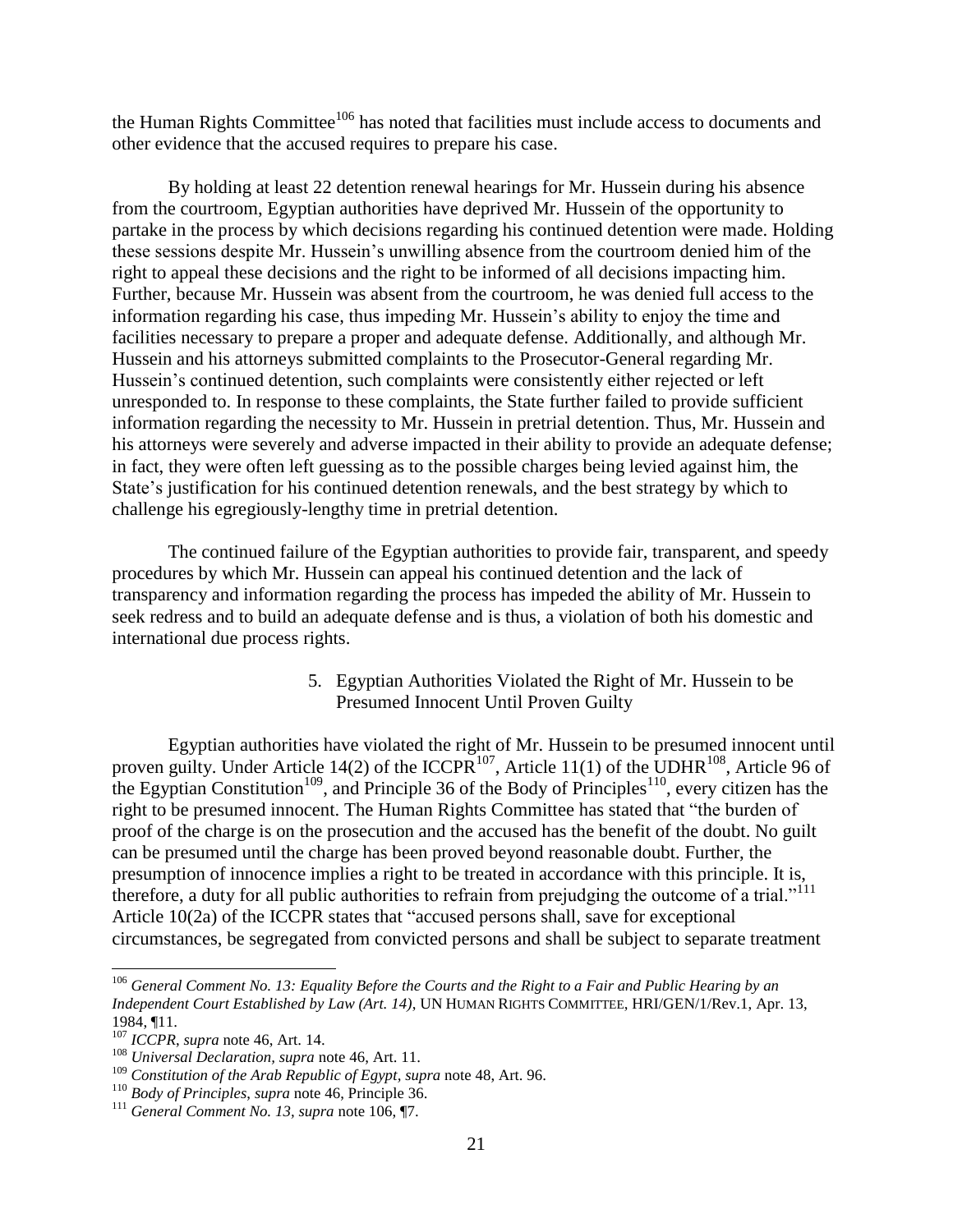the Human Rights Committee[106] has noted that facilities must include access to documents and other evidence that the accused requires to prepare his case.

By holding at least 22 detention renewal hearings for Mr. Hussein during his absence from the courtroom, Egyptian authorities have deprived Mr. Hussein of the opportunity to partake in the process by which decisions regarding his continued detention were made. Holding these sessions despite Mr. Hussein's unwilling absence from the courtroom denied him of the right to appeal these decisions and the right to be informed of all decisions impacting him. Further, because Mr. Hussein was absent from the courtroom, he was denied full access to the information regarding his case, thus impeding Mr. Hussein's ability to enjoy the time and facilities necessary to prepare a proper and adequate defense. Additionally, and although Mr. Hussein and his attorneys submitted complaints to the Prosecutor-General regarding Mr. Hussein's continued detention, such complaints were consistently either rejected or left unresponded to. In response to these complaints, the State further failed to provide sufficient information regarding the necessity to Mr. Hussein in pretrial detention. Thus, Mr. Hussein and his attorneys were severely and adverse impacted in their ability to provide an adequate defense; in fact, they were often left guessing as to the possible charges being levied against him, the State's justification for his continued detention renewals, and the best strategy by which to challenge his egregiously-lengthy time in pretrial detention.

The continued failure of the Egyptian authorities to provide fair, transparent, and speedy procedures by which Mr. Hussein can appeal his continued detention and the lack of transparency and information regarding the process has impeded the ability of Mr. Hussein to seek redress and to build an adequate defense and is thus, a violation of both his domestic and international due process rights.

### 5. Egyptian Authorities Violated the Right of Mr. Hussein to be Presumed Innocent Until Proven Guilty

Egyptian authorities have violated the right of Mr. Hussein to be presumed innocent until proven guilty. Under Article 14(2) of the ICCPR[107], Article 11(1) of the UDHR[108], Article 96 of the Egyptian Constitution[109], and Principle 36 of the Body of Principles[110], every citizen has the right to be presumed innocent. The Human Rights Committee has stated that "the burden of proof of the charge is on the prosecution and the accused has the benefit of the doubt. No guilt can be presumed until the charge has been proved beyond reasonable doubt. Further, the presumption of innocence implies a right to be treated in accordance with this principle. It is, therefore, a duty for all public authorities to refrain from prejudging the outcome of a trial."[111] Article 10(2a) of the ICCPR states that "accused persons shall, save for exceptional circumstances, be segregated from convicted persons and shall be subject to separate treatment

---

[106] *General Comment No. 13: Equality Before the Courts and the Right to a Fair and Public Hearing by an Independent Court Established by Law (Art. 14)*, UN HUMAN RIGHTS COMMITTEE, HRI/GEN/1/Rev.1, Apr. 13, 1984, ¶11.

[107] *ICCPR*, *supra* note 46, Art. 14.

[108] *Universal Declaration*, *supra* note 46, Art. 11.

[109] *Constitution of the Arab Republic of Egypt*, *supra* note 48, Art. 96.

[110] *Body of Principles*, *supra* note 46, Principle 36.

[111] *General Comment No. 13*, *supra* note 106, ¶7.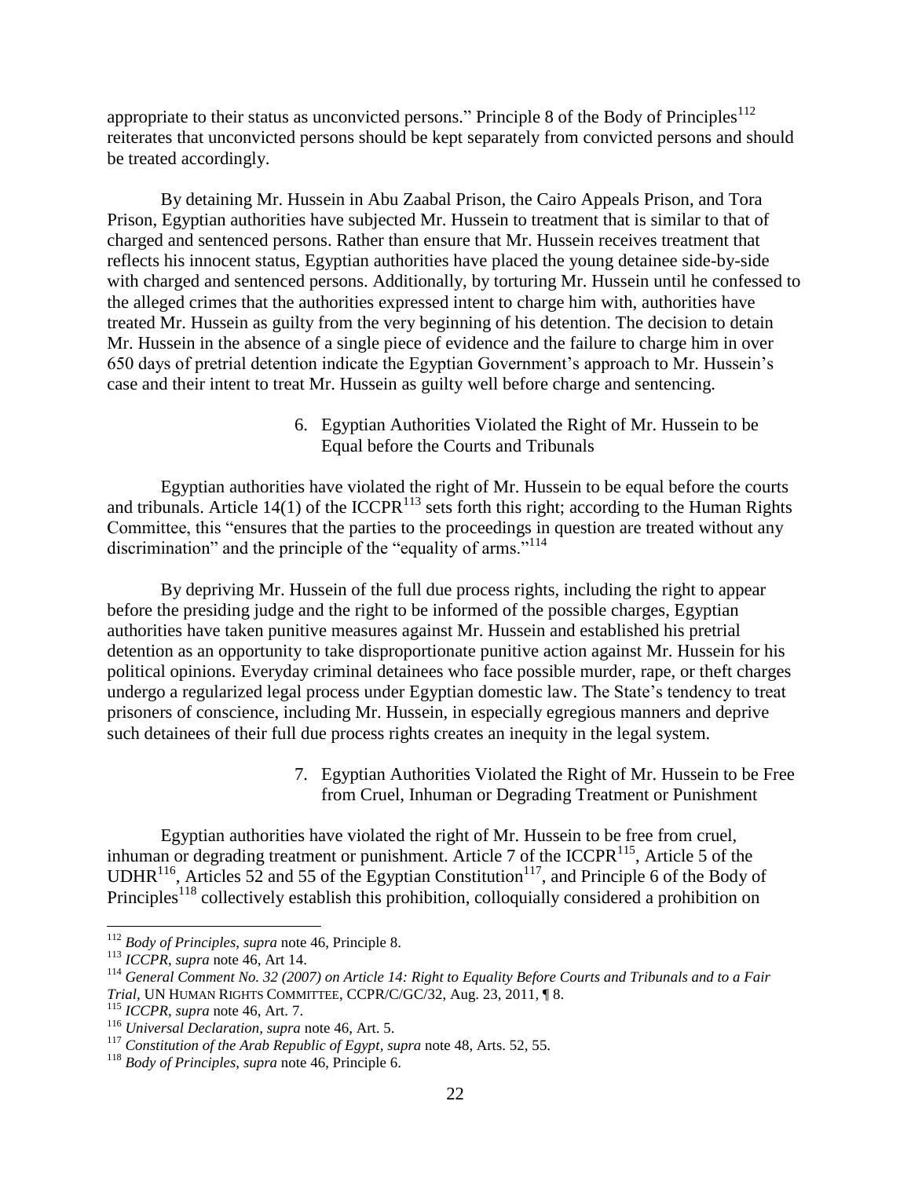appropriate to their status as unconvicted persons." Principle 8 of the Body of Principles[112] reiterates that unconvicted persons should be kept separately from convicted persons and should be treated accordingly.

By detaining Mr. Hussein in Abu Zaabal Prison, the Cairo Appeals Prison, and Tora Prison, Egyptian authorities have subjected Mr. Hussein to treatment that is similar to that of charged and sentenced persons. Rather than ensure that Mr. Hussein receives treatment that reflects his innocent status, Egyptian authorities have placed the young detainee side-by-side with charged and sentenced persons. Additionally, by torturing Mr. Hussein until he confessed to the alleged crimes that the authorities expressed intent to charge him with, authorities have treated Mr. Hussein as guilty from the very beginning of his detention. The decision to detain Mr. Hussein in the absence of a single piece of evidence and the failure to charge him in over 650 days of pretrial detention indicate the Egyptian Government's approach to Mr. Hussein's case and their intent to treat Mr. Hussein as guilty well before charge and sentencing.

#### 6. Egyptian Authorities Violated the Right of Mr. Hussein to be Equal before the Courts and Tribunals

Egyptian authorities have violated the right of Mr. Hussein to be equal before the courts and tribunals. Article 14(1) of the ICCPR[113] sets forth this right; according to the Human Rights Committee, this "ensures that the parties to the proceedings in question are treated without any discrimination" and the principle of the "equality of arms."[114]

By depriving Mr. Hussein of the full due process rights, including the right to appear before the presiding judge and the right to be informed of the possible charges, Egyptian authorities have taken punitive measures against Mr. Hussein and established his pretrial detention as an opportunity to take disproportionate punitive action against Mr. Hussein for his political opinions. Everyday criminal detainees who face possible murder, rape, or theft charges undergo a regularized legal process under Egyptian domestic law. The State's tendency to treat prisoners of conscience, including Mr. Hussein, in especially egregious manners and deprive such detainees of their full due process rights creates an inequity in the legal system.

#### 7. Egyptian Authorities Violated the Right of Mr. Hussein to be Free from Cruel, Inhuman or Degrading Treatment or Punishment

Egyptian authorities have violated the right of Mr. Hussein to be free from cruel, inhuman or degrading treatment or punishment. Article 7 of the ICCPR[115], Article 5 of the UDHR[116], Articles 52 and 55 of the Egyptian Constitution[117], and Principle 6 of the Body of Principles[118] collectively establish this prohibition, colloquially considered a prohibition on

---

[112] *Body of Principles*, *supra* note 46, Principle 8.

[113] *ICCPR*, *supra* note 46, Art 14.

[114] *General Comment No. 32 (2007) on Article 14: Right to Equality Before Courts and Tribunals and to a Fair Trial*, UN HUMAN RIGHTS COMMITTEE, CCPR/C/GC/32, Aug. 23, 2011, ¶ 8.

[115] *ICCPR*, *supra* note 46, Art. 7.

[116] *Universal Declaration*, *supra* note 46, Art. 5.

[117] *Constitution of the Arab Republic of Egypt*, *supra* note 48, Arts. 52, 55.

[118] *Body of Principles*, *supra* note 46, Principle 6.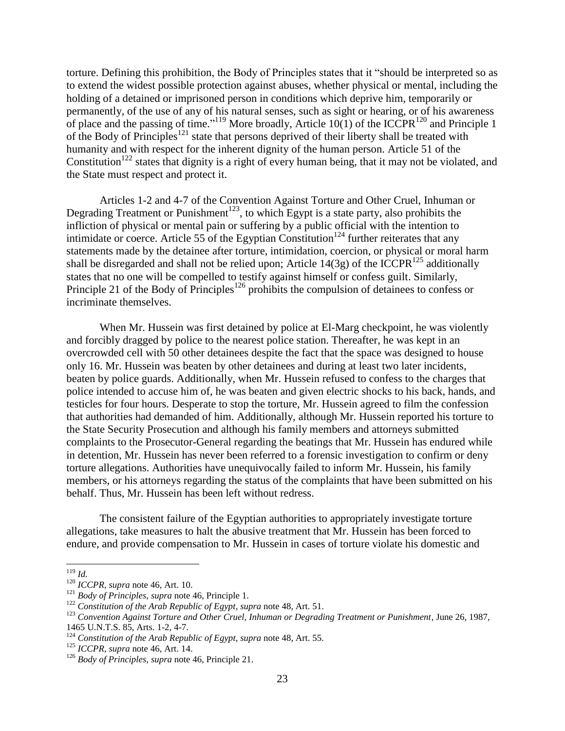torture. Defining this prohibition, the Body of Principles states that it "should be interpreted so as to extend the widest possible protection against abuses, whether physical or mental, including the holding of a detained or imprisoned person in conditions which deprive him, temporarily or permanently, of the use of any of his natural senses, such as sight or hearing, or of his awareness of place and the passing of time."[119] More broadly, Article 10(1) of the ICCPR[120] and Principle 1 of the Body of Principles[121] state that persons deprived of their liberty shall be treated with humanity and with respect for the inherent dignity of the human person. Article 51 of the Constitution[122] states that dignity is a right of every human being, that it may not be violated, and the State must respect and protect it.

Articles 1-2 and 4-7 of the Convention Against Torture and Other Cruel, Inhuman or Degrading Treatment or Punishment[123], to which Egypt is a state party, also prohibits the infliction of physical or mental pain or suffering by a public official with the intention to intimidate or coerce. Article 55 of the Egyptian Constitution[124] further reiterates that any statements made by the detainee after torture, intimidation, coercion, or physical or moral harm shall be disregarded and shall not be relied upon; Article 14(3g) of the ICCPR[125] additionally states that no one will be compelled to testify against himself or confess guilt. Similarly, Principle 21 of the Body of Principles[126] prohibits the compulsion of detainees to confess or incriminate themselves.

When Mr. Hussein was first detained by police at El-Marg checkpoint, he was violently and forcibly dragged by police to the nearest police station. Thereafter, he was kept in an overcrowded cell with 50 other detainees despite the fact that the space was designed to house only 16. Mr. Hussein was beaten by other detainees and during at least two later incidents, beaten by police guards. Additionally, when Mr. Hussein refused to confess to the charges that police intended to accuse him of, he was beaten and given electric shocks to his back, hands, and testicles for four hours. Desperate to stop the torture, Mr. Hussein agreed to film the confession that authorities had demanded of him. Additionally, although Mr. Hussein reported his torture to the State Security Prosecution and although his family members and attorneys submitted complaints to the Prosecutor-General regarding the beatings that Mr. Hussein has endured while in detention, Mr. Hussein has never been referred to a forensic investigation to confirm or deny torture allegations. Authorities have unequivocally failed to inform Mr. Hussein, his family members, or his attorneys regarding the status of the complaints that have been submitted on his behalf. Thus, Mr. Hussein has been left without redress.

The consistent failure of the Egyptian authorities to appropriately investigate torture allegations, take measures to halt the abusive treatment that Mr. Hussein has been forced to endure, and provide compensation to Mr. Hussein in cases of torture violate his domestic and

---

[119] *Id.*

[120] *ICCPR*, *supra* note 46, Art. 10.

[121] *Body of Principles*, *supra* note 46, Principle 1.

[122] *Constitution of the Arab Republic of Egypt*, *supra* note 48, Art. 51.

[123] *Convention Against Torture and Other Cruel, Inhuman or Degrading Treatment or Punishment*, June 26, 1987, 1465 U.N.T.S. 85, Arts. 1-2, 4-7.

[124] *Constitution of the Arab Republic of Egypt*, *supra* note 48, Art. 55.

[125] *ICCPR*, *supra* note 46, Art. 14.

[126] *Body of Principles*, *supra* note 46, Principle 21.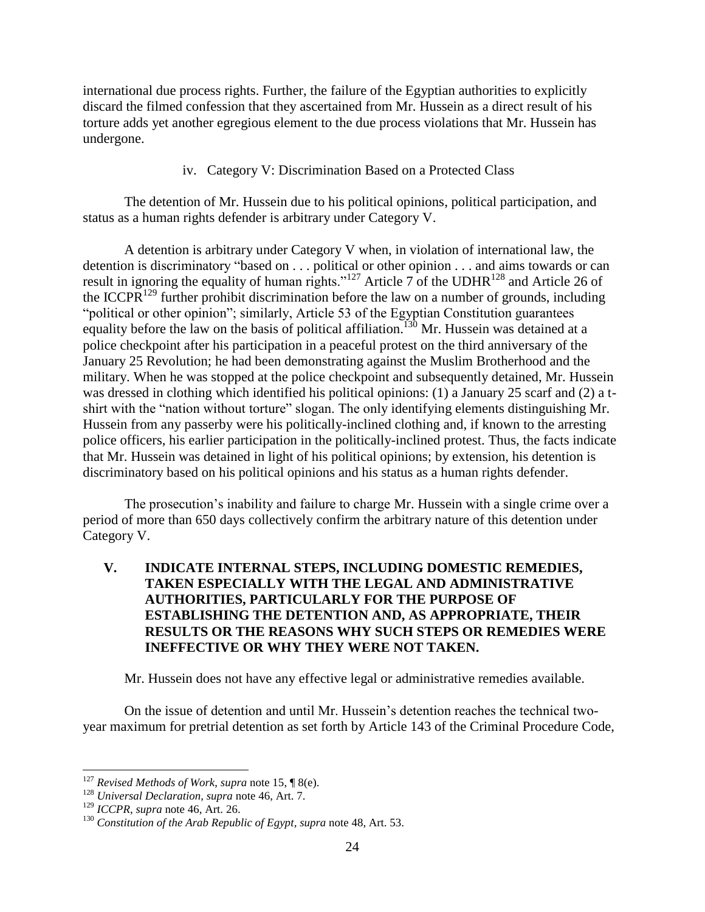international due process rights. Further, the failure of the Egyptian authorities to explicitly discard the filmed confession that they ascertained from Mr. Hussein as a direct result of his torture adds yet another egregious element to the due process violations that Mr. Hussein has undergone.

iv. Category V: Discrimination Based on a Protected Class

The detention of Mr. Hussein due to his political opinions, political participation, and status as a human rights defender is arbitrary under Category V.

A detention is arbitrary under Category V when, in violation of international law, the detention is discriminatory "based on . . . political or other opinion . . . and aims towards or can result in ignoring the equality of human rights."[127] Article 7 of the UDHR[128] and Article 26 of the ICCPR[129] further prohibit discrimination before the law on a number of grounds, including "political or other opinion"; similarly, Article 53 of the Egyptian Constitution guarantees equality before the law on the basis of political affiliation.[130] Mr. Hussein was detained at a police checkpoint after his participation in a peaceful protest on the third anniversary of the January 25 Revolution; he had been demonstrating against the Muslim Brotherhood and the military. When he was stopped at the police checkpoint and subsequently detained, Mr. Hussein was dressed in clothing which identified his political opinions: (1) a January 25 scarf and (2) a t-shirt with the "nation without torture" slogan. The only identifying elements distinguishing Mr. Hussein from any passerby were his politically-inclined clothing and, if known to the arresting police officers, his earlier participation in the politically-inclined protest. Thus, the facts indicate that Mr. Hussein was detained in light of his political opinions; by extension, his detention is discriminatory based on his political opinions and his status as a human rights defender.

The prosecution's inability and failure to charge Mr. Hussein with a single crime over a period of more than 650 days collectively confirm the arbitrary nature of this detention under Category V.

## V. INDICATE INTERNAL STEPS, INCLUDING DOMESTIC REMEDIES, TAKEN ESPECIALLY WITH THE LEGAL AND ADMINISTRATIVE AUTHORITIES, PARTICULARLY FOR THE PURPOSE OF ESTABLISHING THE DETENTION AND, AS APPROPRIATE, THEIR RESULTS OR THE REASONS WHY SUCH STEPS OR REMEDIES WERE INEFFECTIVE OR WHY THEY WERE NOT TAKEN.

Mr. Hussein does not have any effective legal or administrative remedies available.

On the issue of detention and until Mr. Hussein's detention reaches the technical two-year maximum for pretrial detention as set forth by Article 143 of the Criminal Procedure Code,

---

[127] *Revised Methods of Work*, *supra* note 15, ¶ 8(e).

[128] *Universal Declaration*, *supra* note 46, Art. 7.

[129] *ICCPR*, *supra* note 46, Art. 26.

[130] *Constitution of the Arab Republic of Egypt*, *supra* note 48, Art. 53.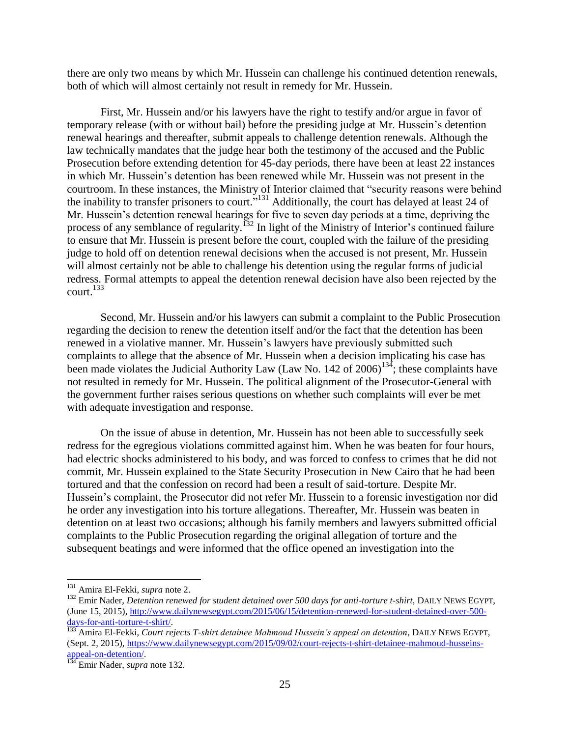there are only two means by which Mr. Hussein can challenge his continued detention renewals, both of which will almost certainly not result in remedy for Mr. Hussein.

First, Mr. Hussein and/or his lawyers have the right to testify and/or argue in favor of temporary release (with or without bail) before the presiding judge at Mr. Hussein's detention renewal hearings and thereafter, submit appeals to challenge detention renewals. Although the law technically mandates that the judge hear both the testimony of the accused and the Public Prosecution before extending detention for 45-day periods, there have been at least 22 instances in which Mr. Hussein's detention has been renewed while Mr. Hussein was not present in the courtroom. In these instances, the Ministry of Interior claimed that "security reasons were behind the inability to transfer prisoners to court."[131] Additionally, the court has delayed at least 24 of Mr. Hussein's detention renewal hearings for five to seven day periods at a time, depriving the process of any semblance of regularity.[132] In light of the Ministry of Interior's continued failure to ensure that Mr. Hussein is present before the court, coupled with the failure of the presiding judge to hold off on detention renewal decisions when the accused is not present, Mr. Hussein will almost certainly not be able to challenge his detention using the regular forms of judicial redress. Formal attempts to appeal the detention renewal decision have also been rejected by the court.[133]

Second, Mr. Hussein and/or his lawyers can submit a complaint to the Public Prosecution regarding the decision to renew the detention itself and/or the fact that the detention has been renewed in a violative manner. Mr. Hussein's lawyers have previously submitted such complaints to allege that the absence of Mr. Hussein when a decision implicating his case has been made violates the Judicial Authority Law (Law No. 142 of 2006)[134]; these complaints have not resulted in remedy for Mr. Hussein. The political alignment of the Prosecutor-General with the government further raises serious questions on whether such complaints will ever be met with adequate investigation and response.

On the issue of abuse in detention, Mr. Hussein has not been able to successfully seek redress for the egregious violations committed against him. When he was beaten for four hours, had electric shocks administered to his body, and was forced to confess to crimes that he did not commit, Mr. Hussein explained to the State Security Prosecution in New Cairo that he had been tortured and that the confession on record had been a result of said-torture. Despite Mr. Hussein's complaint, the Prosecutor did not refer Mr. Hussein to a forensic investigation nor did he order any investigation into his torture allegations. Thereafter, Mr. Hussein was beaten in detention on at least two occasions; although his family members and lawyers submitted official complaints to the Public Prosecution regarding the original allegation of torture and the subsequent beatings and were informed that the office opened an investigation into the

---

[131] Amira El-Fekki, *supra* note 2.

[132] Emir Nader, *Detention renewed for student detained over 500 days for anti-torture t-shirt*, DAILY NEWS EGYPT, (June 15, 2015), http://www.dailynewsegypt.com/2015/06/15/detention-renewed-for-student-detained-over-500-days-for-anti-torture-t-shirt/.

[133] Amira El-Fekki, *Court rejects T-shirt detainee Mahmoud Hussein's appeal on detention*, DAILY NEWS EGYPT, (Sept. 2, 2015), https://www.dailynewsegypt.com/2015/09/02/court-rejects-t-shirt-detainee-mahmoud-husseins-appeal-on-detention/.

[134] Emir Nader, *supra* note 132.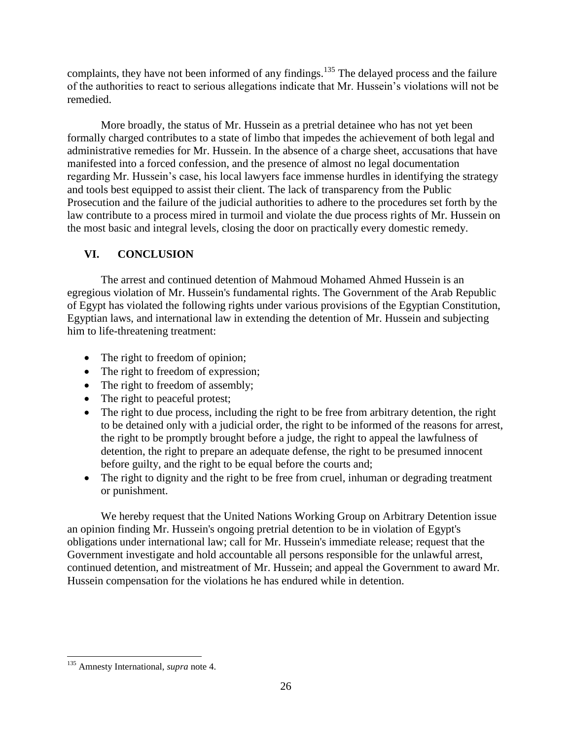complaints, they have not been informed of any findings.[135] The delayed process and the failure of the authorities to react to serious allegations indicate that Mr. Hussein's violations will not be remedied.

More broadly, the status of Mr. Hussein as a pretrial detainee who has not yet been formally charged contributes to a state of limbo that impedes the achievement of both legal and administrative remedies for Mr. Hussein. In the absence of a charge sheet, accusations that have manifested into a forced confession, and the presence of almost no legal documentation regarding Mr. Hussein's case, his local lawyers face immense hurdles in identifying the strategy and tools best equipped to assist their client. The lack of transparency from the Public Prosecution and the failure of the judicial authorities to adhere to the procedures set forth by the law contribute to a process mired in turmoil and violate the due process rights of Mr. Hussein on the most basic and integral levels, closing the door on practically every domestic remedy.

## VI. CONCLUSION

The arrest and continued detention of Mahmoud Mohamed Ahmed Hussein is an egregious violation of Mr. Hussein's fundamental rights. The Government of the Arab Republic of Egypt has violated the following rights under various provisions of the Egyptian Constitution, Egyptian laws, and international law in extending the detention of Mr. Hussein and subjecting him to life-threatening treatment:

- The right to freedom of opinion;
- The right to freedom of expression;
- The right to freedom of assembly;
- The right to peaceful protest;
- The right to due process, including the right to be free from arbitrary detention, the right to be detained only with a judicial order, the right to be informed of the reasons for arrest, the right to be promptly brought before a judge, the right to appeal the lawfulness of detention, the right to prepare an adequate defense, the right to be presumed innocent before guilty, and the right to be equal before the courts and;
- The right to dignity and the right to be free from cruel, inhuman or degrading treatment or punishment.

We hereby request that the United Nations Working Group on Arbitrary Detention issue an opinion finding Mr. Hussein's ongoing pretrial detention to be in violation of Egypt's obligations under international law; call for Mr. Hussein's immediate release; request that the Government investigate and hold accountable all persons responsible for the unlawful arrest, continued detention, and mistreatment of Mr. Hussein; and appeal the Government to award Mr. Hussein compensation for the violations he has endured while in detention.

---

[135] Amnesty International, *supra* note 4.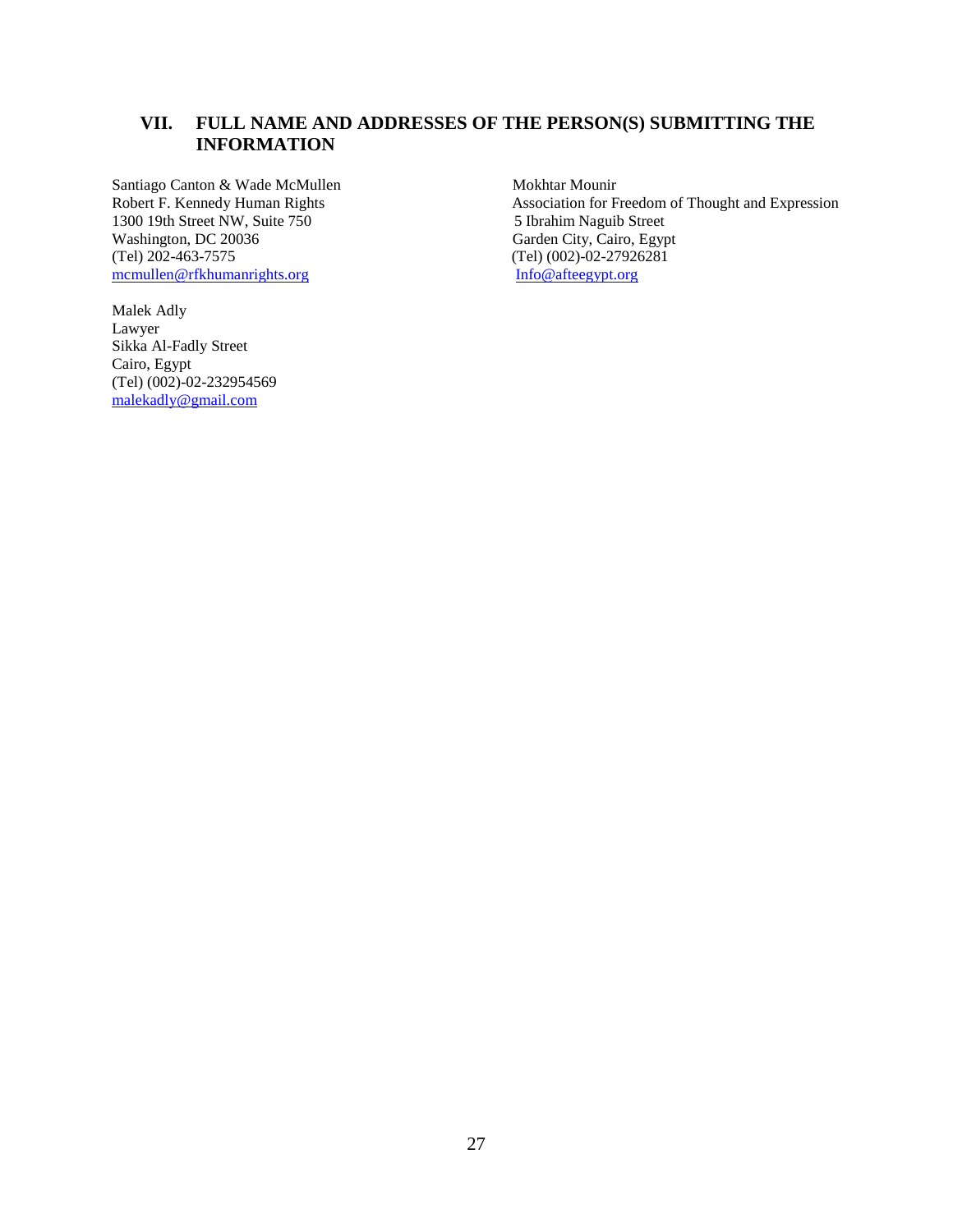## VII. FULL NAME AND ADDRESSES OF THE PERSON(S) SUBMITTING THE INFORMATION

Santiago Canton & Wade McMullen
Robert F. Kennedy Human Rights
1300 19th Street NW, Suite 750
Washington, DC 20036
(Tel) 202-463-7575
mcmullen@rfkhumanrights.org

Mokhtar Mounir
Association for Freedom of Thought and Expression
5 Ibrahim Naguib Street
Garden City, Cairo, Egypt
(Tel) (002)-02-27926281
Info@afteegypt.org

Malek Adly
Lawyer
Sikka Al-Fadly Street
Cairo, Egypt
(Tel) (002)-02-232954569
malekadly@gmail.com